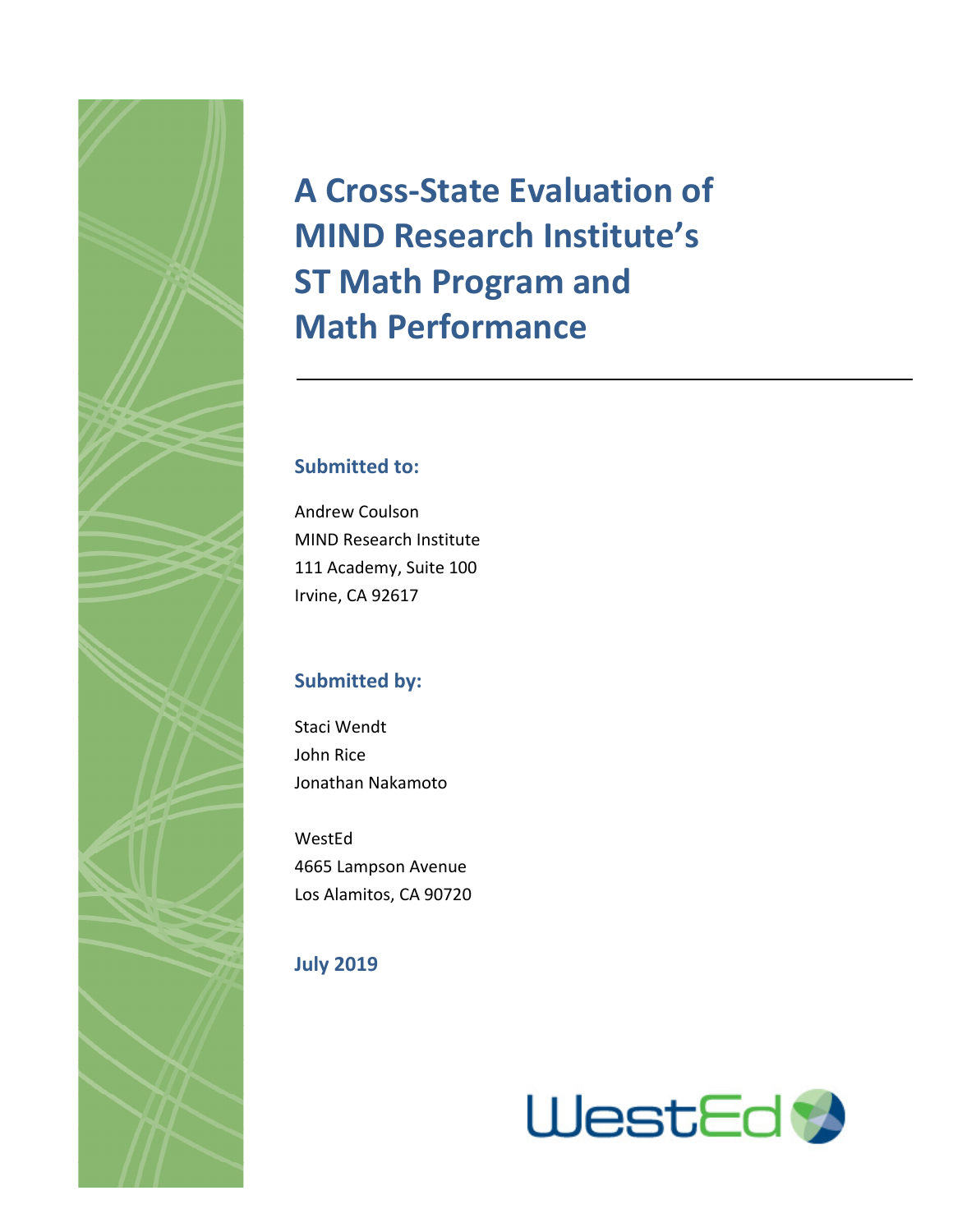# A Cross-State Evaluation of MIND Research Institute's ST Math Program and Math Performance

**Submitted to:**

Andrew Coulson
MIND Research Institute
111 Academy, Suite 100
Irvine, CA 92617

**Submitted by:**

Staci Wendt
John Rice
Jonathan Nakamoto

WestEd
4665 Lampson Avenue
Los Alamitos, CA 90720

**July 2019**

WestEd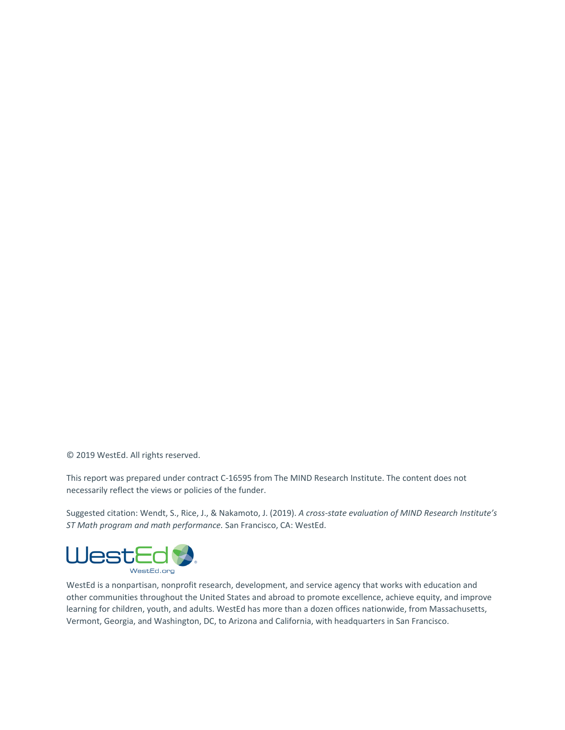© 2019 WestEd. All rights reserved.

This report was prepared under contract C-16595 from The MIND Research Institute. The content does not necessarily reflect the views or policies of the funder.

Suggested citation: Wendt, S., Rice, J., & Nakamoto, J. (2019). *A cross-state evaluation of MIND Research Institute's ST Math program and math performance.* San Francisco, CA: WestEd.

WestEd.org

WestEd is a nonpartisan, nonprofit research, development, and service agency that works with education and other communities throughout the United States and abroad to promote excellence, achieve equity, and improve learning for children, youth, and adults. WestEd has more than a dozen offices nationwide, from Massachusetts, Vermont, Georgia, and Washington, DC, to Arizona and California, with headquarters in San Francisco.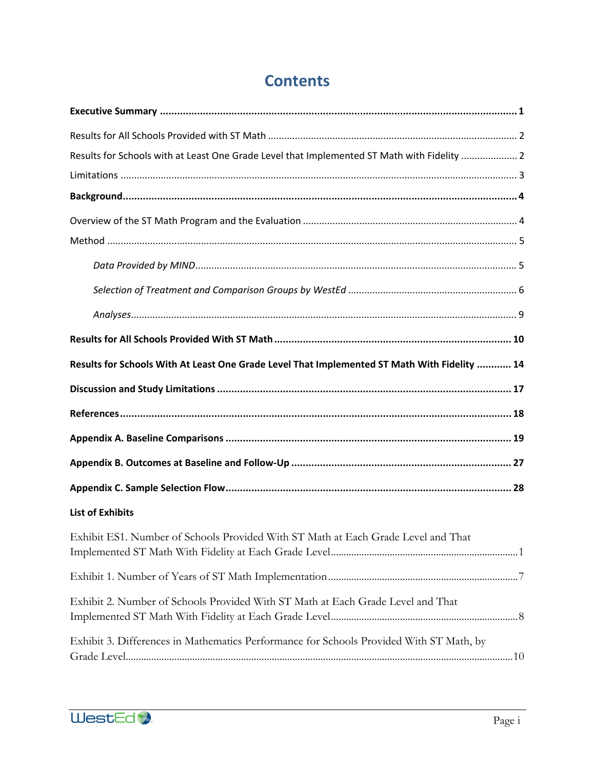# Contents

**Executive Summary** ............................................................ **1**

Results for All Schools Provided with ST Math ............................................................ 2

Results for Schools with at Least One Grade Level that Implemented ST Math with Fidelity ..................... 2

Limitations ............................................................ 3

**Background** ............................................................ **4**

Overview of the ST Math Program and the Evaluation ............................................................ 4

Method ............................................................ 5

*Data Provided by MIND* ............................................................ 5

*Selection of Treatment and Comparison Groups by WestEd* ............................................................ 6

*Analyses* ............................................................ 9

**Results for All Schools Provided With ST Math** ............................................................ **10**

**Results for Schools With At Least One Grade Level That Implemented ST Math With Fidelity** ............ **14**

**Discussion and Study Limitations** ............................................................ **17**

**References** ............................................................ **18**

**Appendix A. Baseline Comparisons** ............................................................ **19**

**Appendix B. Outcomes at Baseline and Follow-Up** ............................................................ **27**

**Appendix C. Sample Selection Flow** ............................................................ **28**

**List of Exhibits**

Exhibit ES1. Number of Schools Provided With ST Math at Each Grade Level and That Implemented ST Math With Fidelity at Each Grade Level ............................................................ 1

Exhibit 1. Number of Years of ST Math Implementation ............................................................ 7

Exhibit 2. Number of Schools Provided With ST Math at Each Grade Level and That Implemented ST Math With Fidelity at Each Grade Level ............................................................ 8

Exhibit 3. Differences in Mathematics Performance for Schools Provided With ST Math, by Grade Level ............................................................ 10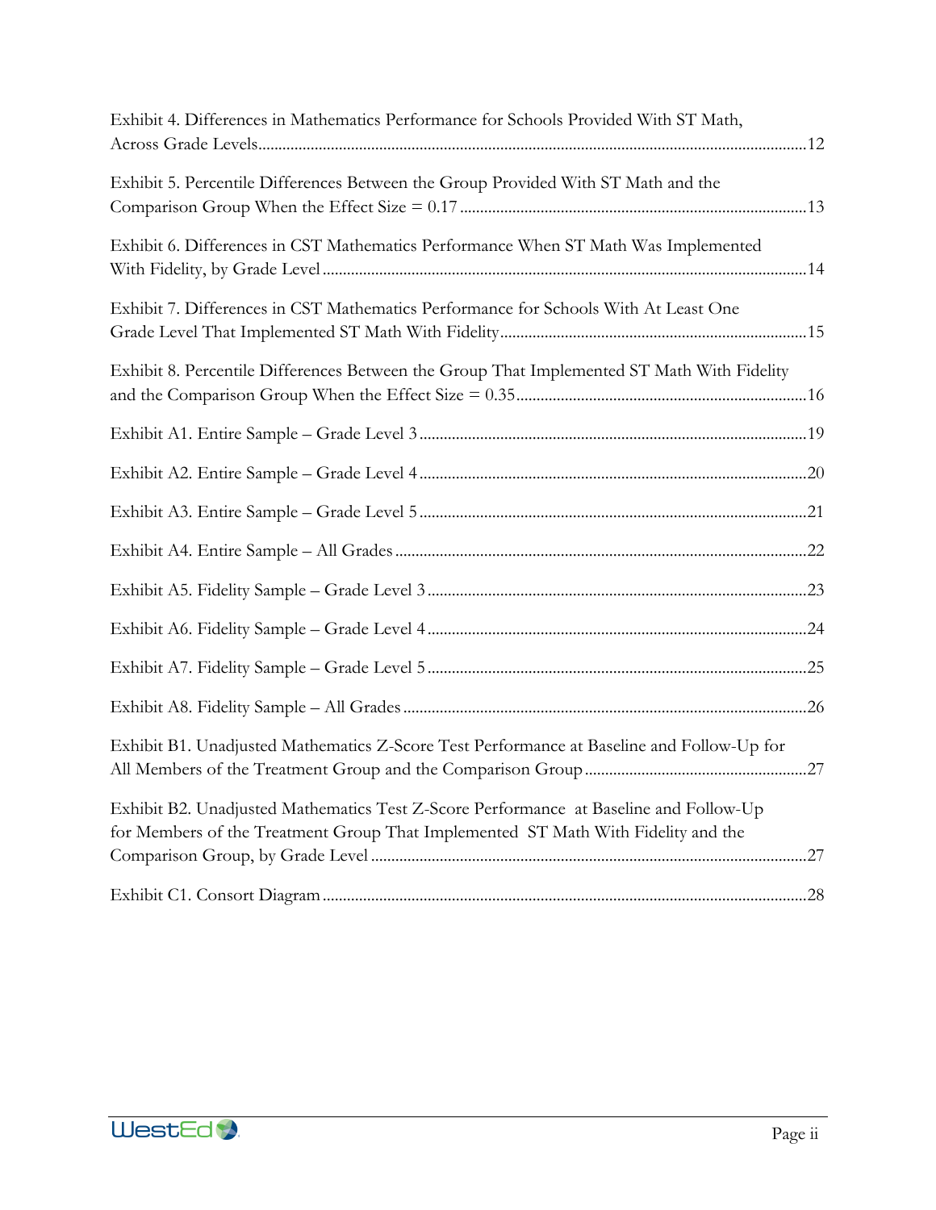Exhibit 4. Differences in Mathematics Performance for Schools Provided With ST Math, Across Grade Levels ........................................................................................................................ 12

Exhibit 5. Percentile Differences Between the Group Provided With ST Math and the Comparison Group When the Effect Size = 0.17 ..................................................................................... 13

Exhibit 6. Differences in CST Mathematics Performance When ST Math Was Implemented With Fidelity, by Grade Level ....................................................................................................... 14

Exhibit 7. Differences in CST Mathematics Performance for Schools With At Least One Grade Level That Implemented ST Math With Fidelity ............................................................................ 15

Exhibit 8. Percentile Differences Between the Group That Implemented ST Math With Fidelity and the Comparison Group When the Effect Size = 0.35 ....................................................................... 16

Exhibit A1. Entire Sample – Grade Level 3 ............................................................................................... 19

Exhibit A2. Entire Sample – Grade Level 4 ............................................................................................... 20

Exhibit A3. Entire Sample – Grade Level 5 ............................................................................................... 21

Exhibit A4. Entire Sample – All Grades ..................................................................................................... 22

Exhibit A5. Fidelity Sample – Grade Level 3 ............................................................................................. 23

Exhibit A6. Fidelity Sample – Grade Level 4 ............................................................................................. 24

Exhibit A7. Fidelity Sample – Grade Level 5 ............................................................................................. 25

Exhibit A8. Fidelity Sample – All Grades ................................................................................................... 26

Exhibit B1. Unadjusted Mathematics Z-Score Test Performance at Baseline and Follow-Up for All Members of the Treatment Group and the Comparison Group ....................................................... 27

Exhibit B2. Unadjusted Mathematics Test Z-Score Performance at Baseline and Follow-Up for Members of the Treatment Group That Implemented ST Math With Fidelity and the Comparison Group, by Grade Level ........................................................................................................... 27

Exhibit C1. Consort Diagram ....................................................................................................................... 28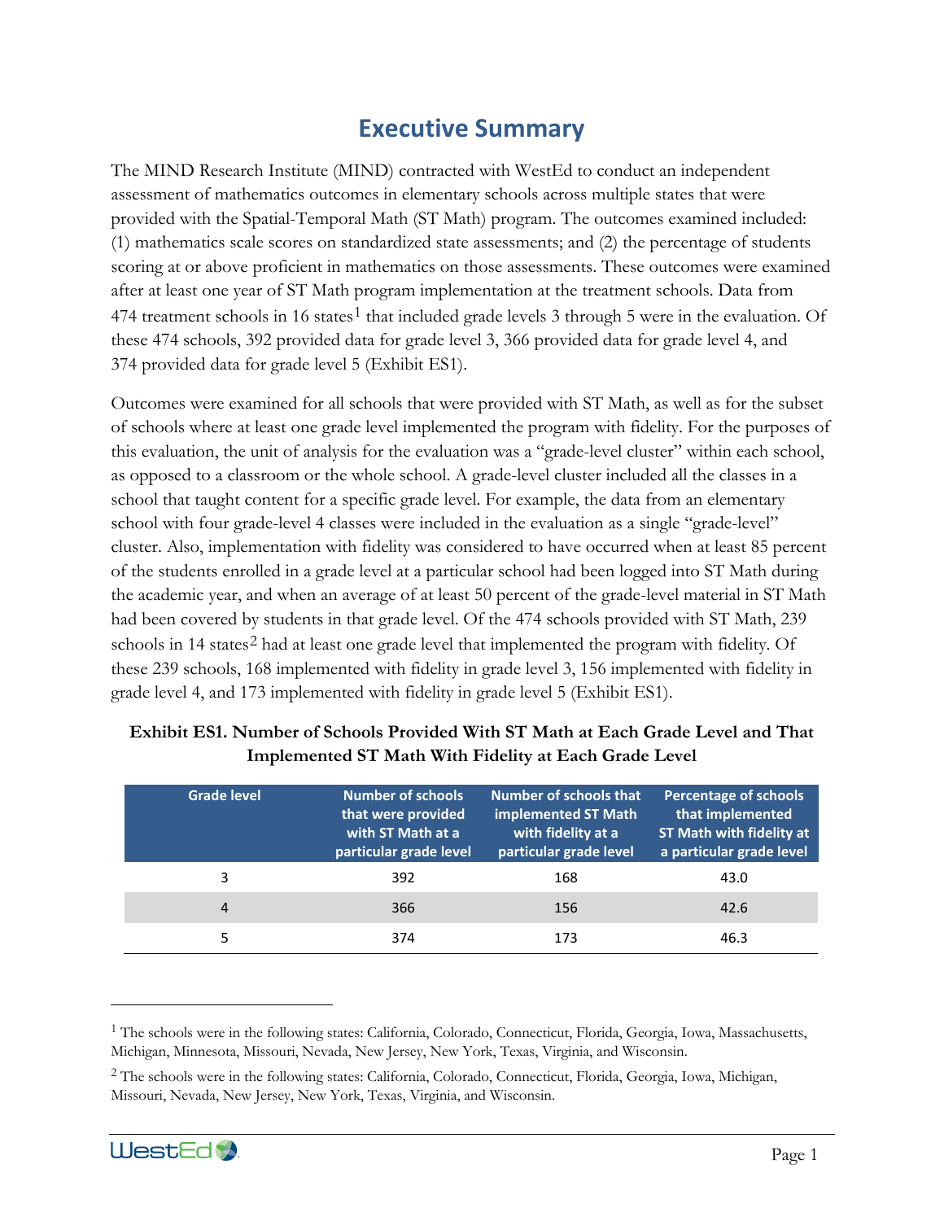# Executive Summary

The MIND Research Institute (MIND) contracted with WestEd to conduct an independent assessment of mathematics outcomes in elementary schools across multiple states that were provided with the Spatial-Temporal Math (ST Math) program. The outcomes examined included: (1) mathematics scale scores on standardized state assessments; and (2) the percentage of students scoring at or above proficient in mathematics on those assessments. These outcomes were examined after at least one year of ST Math program implementation at the treatment schools. Data from 474 treatment schools in 16 states[1] that included grade levels 3 through 5 were in the evaluation. Of these 474 schools, 392 provided data for grade level 3, 366 provided data for grade level 4, and 374 provided data for grade level 5 (Exhibit ES1).

Outcomes were examined for all schools that were provided with ST Math, as well as for the subset of schools where at least one grade level implemented the program with fidelity. For the purposes of this evaluation, the unit of analysis for the evaluation was a "grade-level cluster" within each school, as opposed to a classroom or the whole school. A grade-level cluster included all the classes in a school that taught content for a specific grade level. For example, the data from an elementary school with four grade-level 4 classes were included in the evaluation as a single "grade-level" cluster. Also, implementation with fidelity was considered to have occurred when at least 85 percent of the students enrolled in a grade level at a particular school had been logged into ST Math during the academic year, and when an average of at least 50 percent of the grade-level material in ST Math had been covered by students in that grade level. Of the 474 schools provided with ST Math, 239 schools in 14 states[2] had at least one grade level that implemented the program with fidelity. Of these 239 schools, 168 implemented with fidelity in grade level 3, 156 implemented with fidelity in grade level 4, and 173 implemented with fidelity in grade level 5 (Exhibit ES1).

**Exhibit ES1. Number of Schools Provided With ST Math at Each Grade Level and That Implemented ST Math With Fidelity at Each Grade Level**

| Grade level | Number of schools that were provided with ST Math at a particular grade level | Number of schools that implemented ST Math with fidelity at a particular grade level | Percentage of schools that implemented ST Math with fidelity at a particular grade level |
|---|---|---|---|
| 3 | 392 | 168 | 43.0 |
| 4 | 366 | 156 | 42.6 |
| 5 | 374 | 173 | 46.3 |

[1] The schools were in the following states: California, Colorado, Connecticut, Florida, Georgia, Iowa, Massachusetts, Michigan, Minnesota, Missouri, Nevada, New Jersey, New York, Texas, Virginia, and Wisconsin.

[2] The schools were in the following states: California, Colorado, Connecticut, Florida, Georgia, Iowa, Michigan, Missouri, Nevada, New Jersey, New York, Texas, Virginia, and Wisconsin.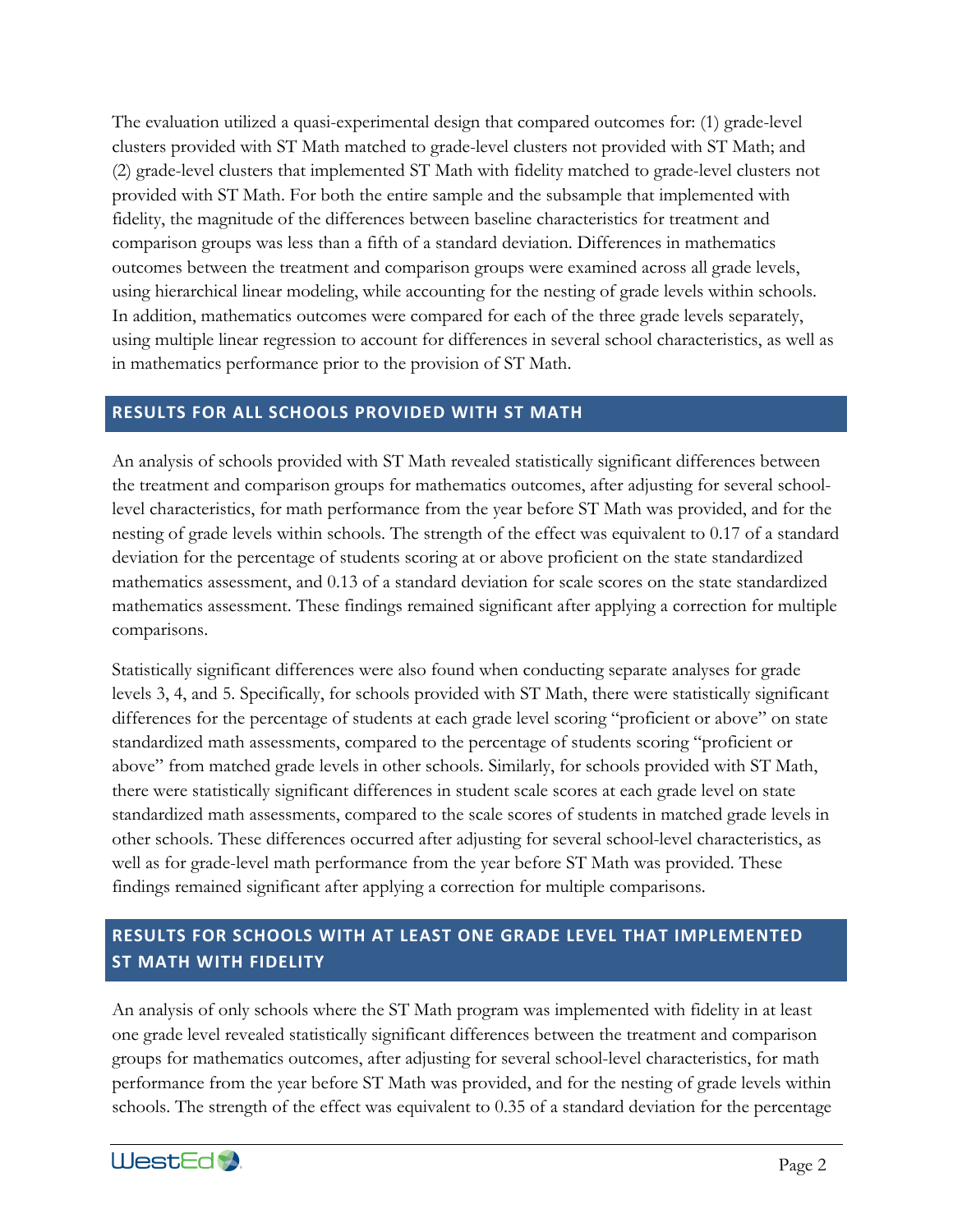The evaluation utilized a quasi-experimental design that compared outcomes for: (1) grade-level clusters provided with ST Math matched to grade-level clusters not provided with ST Math; and (2) grade-level clusters that implemented ST Math with fidelity matched to grade-level clusters not provided with ST Math. For both the entire sample and the subsample that implemented with fidelity, the magnitude of the differences between baseline characteristics for treatment and comparison groups was less than a fifth of a standard deviation. Differences in mathematics outcomes between the treatment and comparison groups were examined across all grade levels, using hierarchical linear modeling, while accounting for the nesting of grade levels within schools. In addition, mathematics outcomes were compared for each of the three grade levels separately, using multiple linear regression to account for differences in several school characteristics, as well as in mathematics performance prior to the provision of ST Math.

## RESULTS FOR ALL SCHOOLS PROVIDED WITH ST MATH

An analysis of schools provided with ST Math revealed statistically significant differences between the treatment and comparison groups for mathematics outcomes, after adjusting for several school-level characteristics, for math performance from the year before ST Math was provided, and for the nesting of grade levels within schools. The strength of the effect was equivalent to 0.17 of a standard deviation for the percentage of students scoring at or above proficient on the state standardized mathematics assessment, and 0.13 of a standard deviation for scale scores on the state standardized mathematics assessment. These findings remained significant after applying a correction for multiple comparisons.

Statistically significant differences were also found when conducting separate analyses for grade levels 3, 4, and 5. Specifically, for schools provided with ST Math, there were statistically significant differences for the percentage of students at each grade level scoring "proficient or above" on state standardized math assessments, compared to the percentage of students scoring "proficient or above" from matched grade levels in other schools. Similarly, for schools provided with ST Math, there were statistically significant differences in student scale scores at each grade level on state standardized math assessments, compared to the scale scores of students in matched grade levels in other schools. These differences occurred after adjusting for several school-level characteristics, as well as for grade-level math performance from the year before ST Math was provided. These findings remained significant after applying a correction for multiple comparisons.

## RESULTS FOR SCHOOLS WITH AT LEAST ONE GRADE LEVEL THAT IMPLEMENTED ST MATH WITH FIDELITY

An analysis of only schools where the ST Math program was implemented with fidelity in at least one grade level revealed statistically significant differences between the treatment and comparison groups for mathematics outcomes, after adjusting for several school-level characteristics, for math performance from the year before ST Math was provided, and for the nesting of grade levels within schools. The strength of the effect was equivalent to 0.35 of a standard deviation for the percentage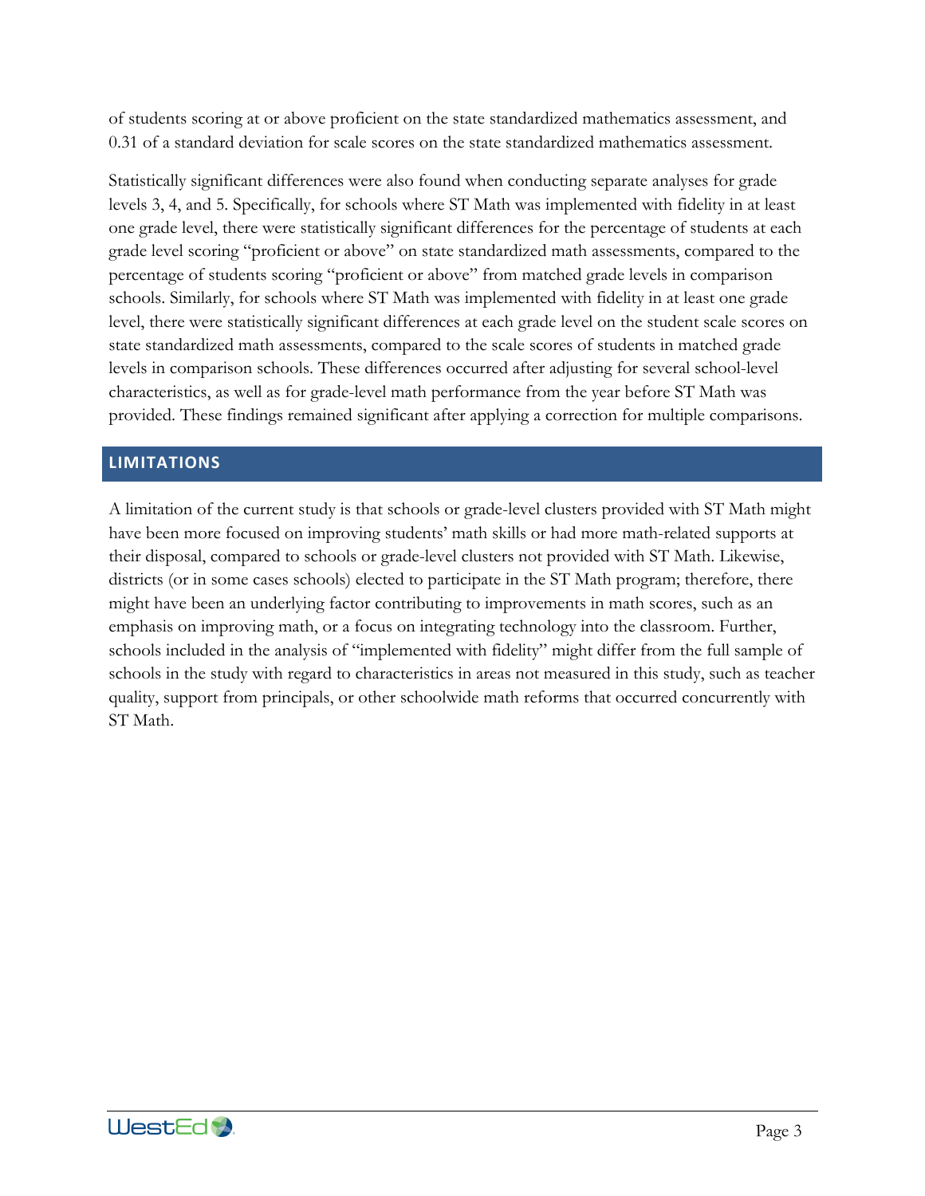of students scoring at or above proficient on the state standardized mathematics assessment, and 0.31 of a standard deviation for scale scores on the state standardized mathematics assessment.

Statistically significant differences were also found when conducting separate analyses for grade levels 3, 4, and 5. Specifically, for schools where ST Math was implemented with fidelity in at least one grade level, there were statistically significant differences for the percentage of students at each grade level scoring "proficient or above" on state standardized math assessments, compared to the percentage of students scoring "proficient or above" from matched grade levels in comparison schools. Similarly, for schools where ST Math was implemented with fidelity in at least one grade level, there were statistically significant differences at each grade level on the student scale scores on state standardized math assessments, compared to the scale scores of students in matched grade levels in comparison schools. These differences occurred after adjusting for several school-level characteristics, as well as for grade-level math performance from the year before ST Math was provided. These findings remained significant after applying a correction for multiple comparisons.

## LIMITATIONS

A limitation of the current study is that schools or grade-level clusters provided with ST Math might have been more focused on improving students' math skills or had more math-related supports at their disposal, compared to schools or grade-level clusters not provided with ST Math. Likewise, districts (or in some cases schools) elected to participate in the ST Math program; therefore, there might have been an underlying factor contributing to improvements in math scores, such as an emphasis on improving math, or a focus on integrating technology into the classroom. Further, schools included in the analysis of "implemented with fidelity" might differ from the full sample of schools in the study with regard to characteristics in areas not measured in this study, such as teacher quality, support from principals, or other schoolwide math reforms that occurred concurrently with ST Math.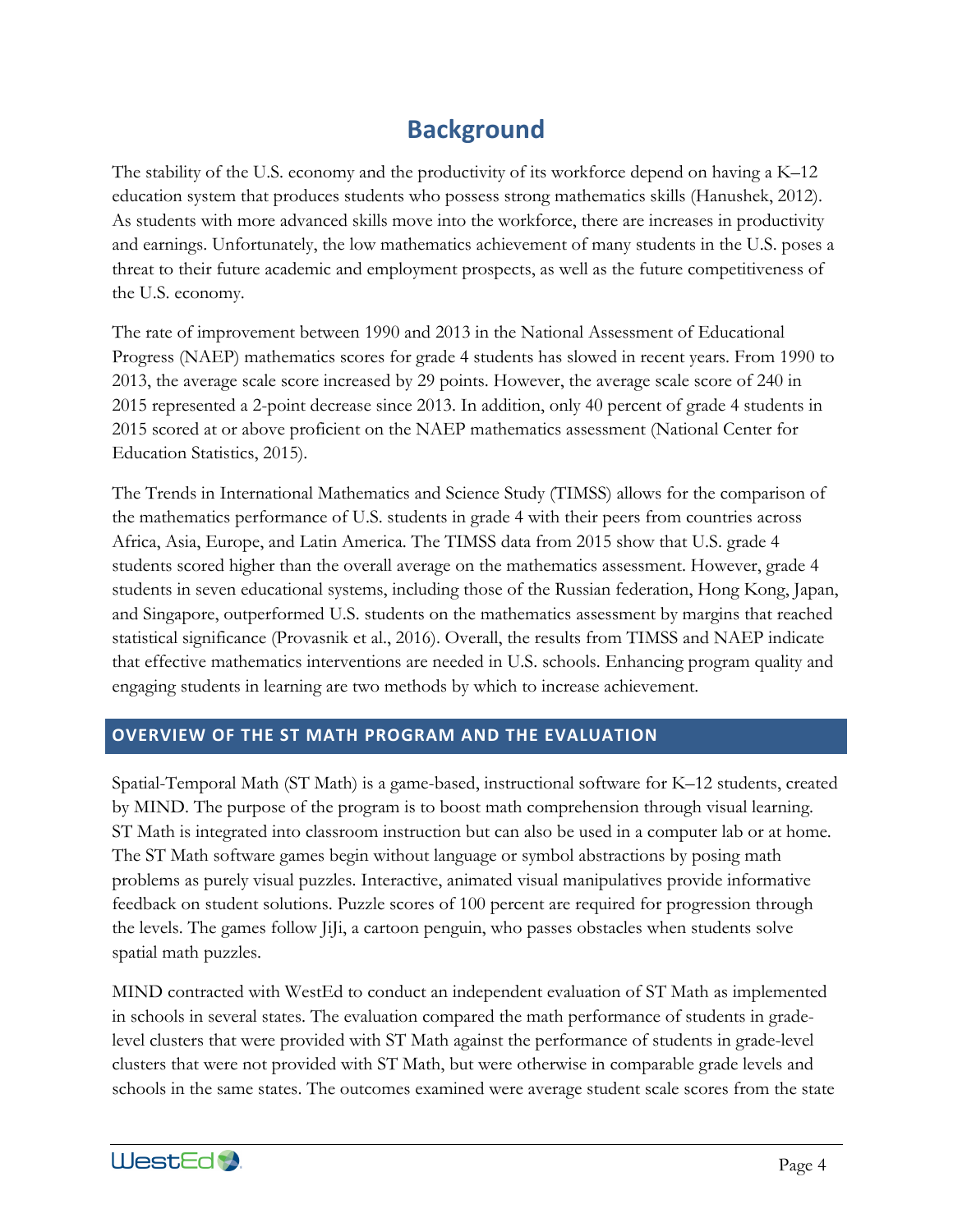# Background

The stability of the U.S. economy and the productivity of its workforce depend on having a K–12 education system that produces students who possess strong mathematics skills (Hanushek, 2012). As students with more advanced skills move into the workforce, there are increases in productivity and earnings. Unfortunately, the low mathematics achievement of many students in the U.S. poses a threat to their future academic and employment prospects, as well as the future competitiveness of the U.S. economy.

The rate of improvement between 1990 and 2013 in the National Assessment of Educational Progress (NAEP) mathematics scores for grade 4 students has slowed in recent years. From 1990 to 2013, the average scale score increased by 29 points. However, the average scale score of 240 in 2015 represented a 2-point decrease since 2013. In addition, only 40 percent of grade 4 students in 2015 scored at or above proficient on the NAEP mathematics assessment (National Center for Education Statistics, 2015).

The Trends in International Mathematics and Science Study (TIMSS) allows for the comparison of the mathematics performance of U.S. students in grade 4 with their peers from countries across Africa, Asia, Europe, and Latin America. The TIMSS data from 2015 show that U.S. grade 4 students scored higher than the overall average on the mathematics assessment. However, grade 4 students in seven educational systems, including those of the Russian federation, Hong Kong, Japan, and Singapore, outperformed U.S. students on the mathematics assessment by margins that reached statistical significance (Provasnik et al., 2016). Overall, the results from TIMSS and NAEP indicate that effective mathematics interventions are needed in U.S. schools. Enhancing program quality and engaging students in learning are two methods by which to increase achievement.

## OVERVIEW OF THE ST MATH PROGRAM AND THE EVALUATION

Spatial-Temporal Math (ST Math) is a game-based, instructional software for K–12 students, created by MIND. The purpose of the program is to boost math comprehension through visual learning. ST Math is integrated into classroom instruction but can also be used in a computer lab or at home. The ST Math software games begin without language or symbol abstractions by posing math problems as purely visual puzzles. Interactive, animated visual manipulatives provide informative feedback on student solutions. Puzzle scores of 100 percent are required for progression through the levels. The games follow JiJi, a cartoon penguin, who passes obstacles when students solve spatial math puzzles.

MIND contracted with WestEd to conduct an independent evaluation of ST Math as implemented in schools in several states. The evaluation compared the math performance of students in grade-level clusters that were provided with ST Math against the performance of students in grade-level clusters that were not provided with ST Math, but were otherwise in comparable grade levels and schools in the same states. The outcomes examined were average student scale scores from the state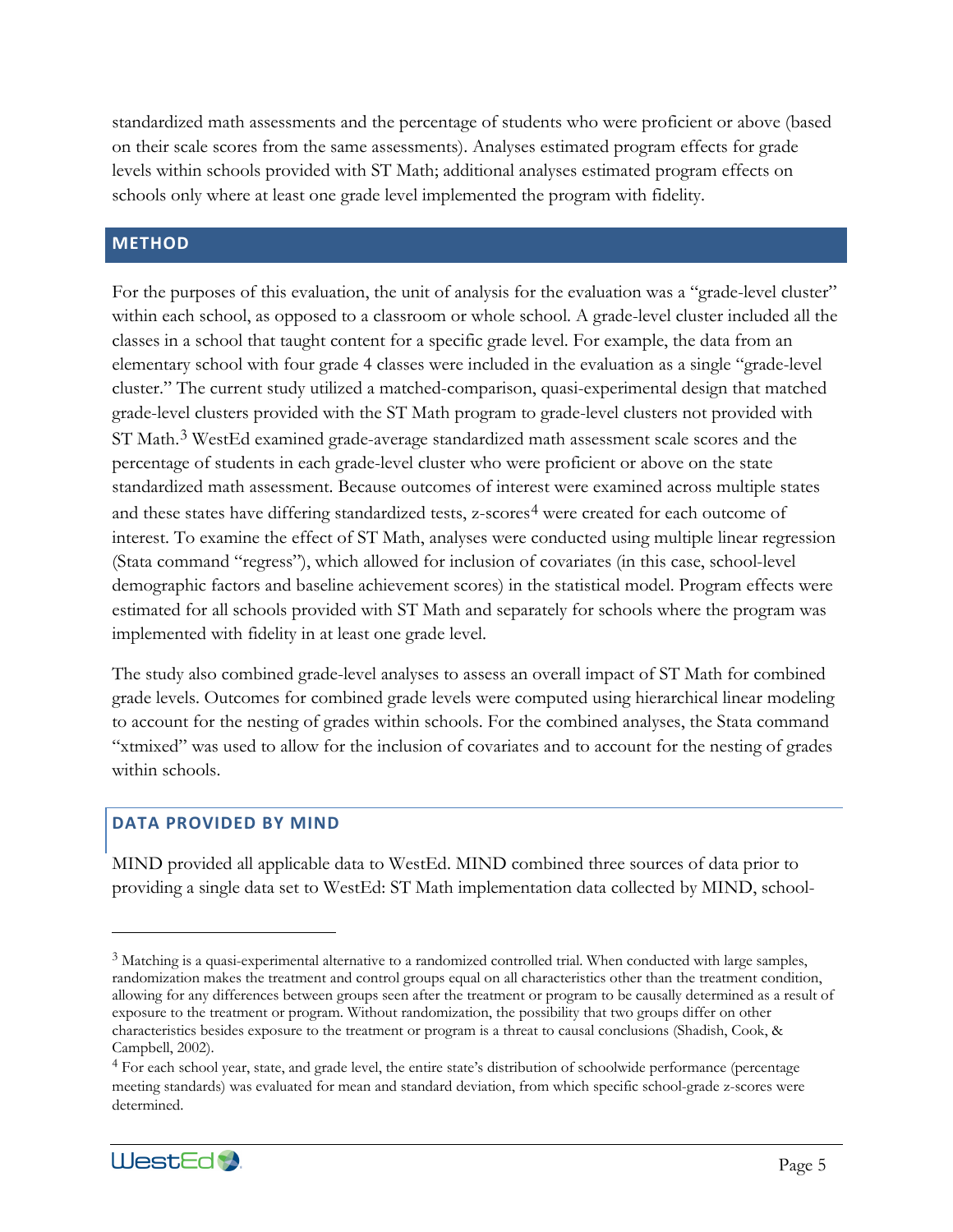standardized math assessments and the percentage of students who were proficient or above (based on their scale scores from the same assessments). Analyses estimated program effects for grade levels within schools provided with ST Math; additional analyses estimated program effects on schools only where at least one grade level implemented the program with fidelity.

## METHOD

For the purposes of this evaluation, the unit of analysis for the evaluation was a "grade-level cluster" within each school, as opposed to a classroom or whole school. A grade-level cluster included all the classes in a school that taught content for a specific grade level. For example, the data from an elementary school with four grade 4 classes were included in the evaluation as a single "grade-level cluster." The current study utilized a matched-comparison, quasi-experimental design that matched grade-level clusters provided with the ST Math program to grade-level clusters not provided with ST Math.[3] WestEd examined grade-average standardized math assessment scale scores and the percentage of students in each grade-level cluster who were proficient or above on the state standardized math assessment. Because outcomes of interest were examined across multiple states and these states have differing standardized tests, z-scores[4] were created for each outcome of interest. To examine the effect of ST Math, analyses were conducted using multiple linear regression (Stata command "regress"), which allowed for inclusion of covariates (in this case, school-level demographic factors and baseline achievement scores) in the statistical model. Program effects were estimated for all schools provided with ST Math and separately for schools where the program was implemented with fidelity in at least one grade level.

The study also combined grade-level analyses to assess an overall impact of ST Math for combined grade levels. Outcomes for combined grade levels were computed using hierarchical linear modeling to account for the nesting of grades within schools. For the combined analyses, the Stata command "xtmixed" was used to allow for the inclusion of covariates and to account for the nesting of grades within schools.

### DATA PROVIDED BY MIND

MIND provided all applicable data to WestEd. MIND combined three sources of data prior to providing a single data set to WestEd: ST Math implementation data collected by MIND, school-

---

[3] Matching is a quasi-experimental alternative to a randomized controlled trial. When conducted with large samples, randomization makes the treatment and control groups equal on all characteristics other than the treatment condition, allowing for any differences between groups seen after the treatment or program to be causally determined as a result of exposure to the treatment or program. Without randomization, the possibility that two groups differ on other characteristics besides exposure to the treatment or program is a threat to causal conclusions (Shadish, Cook, & Campbell, 2002).

[4] For each school year, state, and grade level, the entire state's distribution of schoolwide performance (percentage meeting standards) was evaluated for mean and standard deviation, from which specific school-grade z-scores were determined.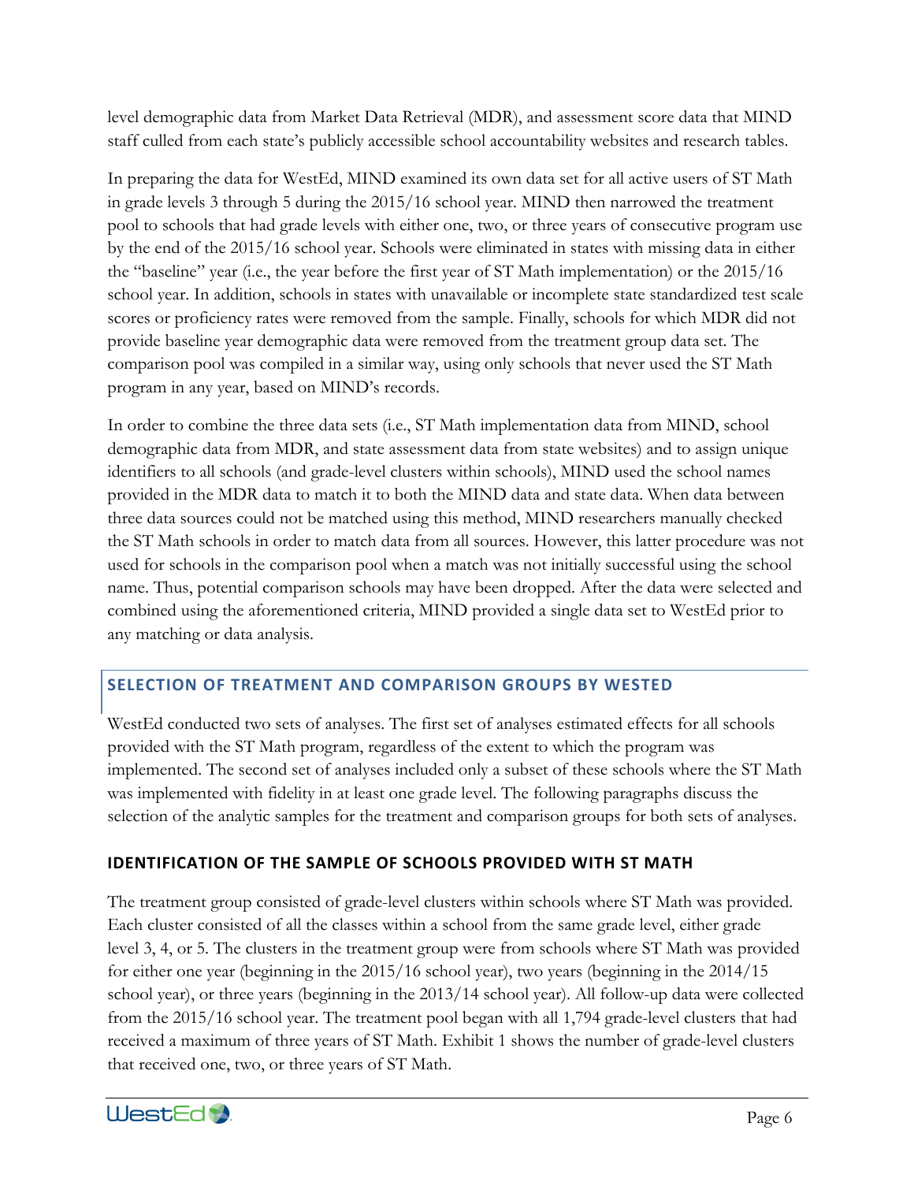level demographic data from Market Data Retrieval (MDR), and assessment score data that MIND staff culled from each state's publicly accessible school accountability websites and research tables.

In preparing the data for WestEd, MIND examined its own data set for all active users of ST Math in grade levels 3 through 5 during the 2015/16 school year. MIND then narrowed the treatment pool to schools that had grade levels with either one, two, or three years of consecutive program use by the end of the 2015/16 school year. Schools were eliminated in states with missing data in either the "baseline" year (i.e., the year before the first year of ST Math implementation) or the 2015/16 school year. In addition, schools in states with unavailable or incomplete state standardized test scale scores or proficiency rates were removed from the sample. Finally, schools for which MDR did not provide baseline year demographic data were removed from the treatment group data set. The comparison pool was compiled in a similar way, using only schools that never used the ST Math program in any year, based on MIND's records.

In order to combine the three data sets (i.e., ST Math implementation data from MIND, school demographic data from MDR, and state assessment data from state websites) and to assign unique identifiers to all schools (and grade-level clusters within schools), MIND used the school names provided in the MDR data to match it to both the MIND data and state data. When data between three data sources could not be matched using this method, MIND researchers manually checked the ST Math schools in order to match data from all sources. However, this latter procedure was not used for schools in the comparison pool when a match was not initially successful using the school name. Thus, potential comparison schools may have been dropped. After the data were selected and combined using the aforementioned criteria, MIND provided a single data set to WestEd prior to any matching or data analysis.

## SELECTION OF TREATMENT AND COMPARISON GROUPS BY WESTED

WestEd conducted two sets of analyses. The first set of analyses estimated effects for all schools provided with the ST Math program, regardless of the extent to which the program was implemented. The second set of analyses included only a subset of these schools where the ST Math was implemented with fidelity in at least one grade level. The following paragraphs discuss the selection of the analytic samples for the treatment and comparison groups for both sets of analyses.

### IDENTIFICATION OF THE SAMPLE OF SCHOOLS PROVIDED WITH ST MATH

The treatment group consisted of grade-level clusters within schools where ST Math was provided. Each cluster consisted of all the classes within a school from the same grade level, either grade level 3, 4, or 5. The clusters in the treatment group were from schools where ST Math was provided for either one year (beginning in the 2015/16 school year), two years (beginning in the 2014/15 school year), or three years (beginning in the 2013/14 school year). All follow-up data were collected from the 2015/16 school year. The treatment pool began with all 1,794 grade-level clusters that had received a maximum of three years of ST Math. Exhibit 1 shows the number of grade-level clusters that received one, two, or three years of ST Math.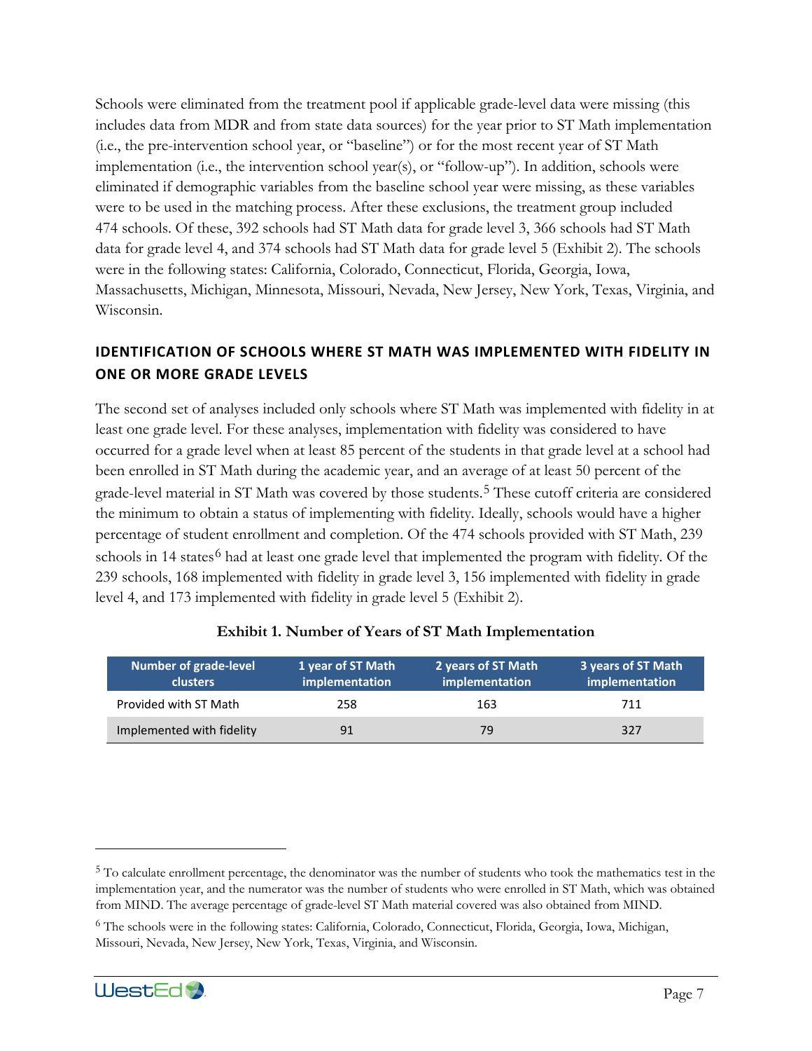Schools were eliminated from the treatment pool if applicable grade-level data were missing (this includes data from MDR and from state data sources) for the year prior to ST Math implementation (i.e., the pre-intervention school year, or "baseline") or for the most recent year of ST Math implementation (i.e., the intervention school year(s), or "follow-up"). In addition, schools were eliminated if demographic variables from the baseline school year were missing, as these variables were to be used in the matching process. After these exclusions, the treatment group included 474 schools. Of these, 392 schools had ST Math data for grade level 3, 366 schools had ST Math data for grade level 4, and 374 schools had ST Math data for grade level 5 (Exhibit 2). The schools were in the following states: California, Colorado, Connecticut, Florida, Georgia, Iowa, Massachusetts, Michigan, Minnesota, Missouri, Nevada, New Jersey, New York, Texas, Virginia, and Wisconsin.

## IDENTIFICATION OF SCHOOLS WHERE ST MATH WAS IMPLEMENTED WITH FIDELITY IN ONE OR MORE GRADE LEVELS

The second set of analyses included only schools where ST Math was implemented with fidelity in at least one grade level. For these analyses, implementation with fidelity was considered to have occurred for a grade level when at least 85 percent of the students in that grade level at a school had been enrolled in ST Math during the academic year, and an average of at least 50 percent of the grade-level material in ST Math was covered by those students.[5] These cutoff criteria are considered the minimum to obtain a status of implementing with fidelity. Ideally, schools would have a higher percentage of student enrollment and completion. Of the 474 schools provided with ST Math, 239 schools in 14 states[6] had at least one grade level that implemented the program with fidelity. Of the 239 schools, 168 implemented with fidelity in grade level 3, 156 implemented with fidelity in grade level 4, and 173 implemented with fidelity in grade level 5 (Exhibit 2).

**Exhibit 1. Number of Years of ST Math Implementation**

| Number of grade-level clusters | 1 year of ST Math implementation | 2 years of ST Math implementation | 3 years of ST Math implementation |
|---|---|---|---|
| Provided with ST Math | 258 | 163 | 711 |
| Implemented with fidelity | 91 | 79 | 327 |

[5] To calculate enrollment percentage, the denominator was the number of students who took the mathematics test in the implementation year, and the numerator was the number of students who were enrolled in ST Math, which was obtained from MIND. The average percentage of grade-level ST Math material covered was also obtained from MIND.

[6] The schools were in the following states: California, Colorado, Connecticut, Florida, Georgia, Iowa, Michigan, Missouri, Nevada, New Jersey, New York, Texas, Virginia, and Wisconsin.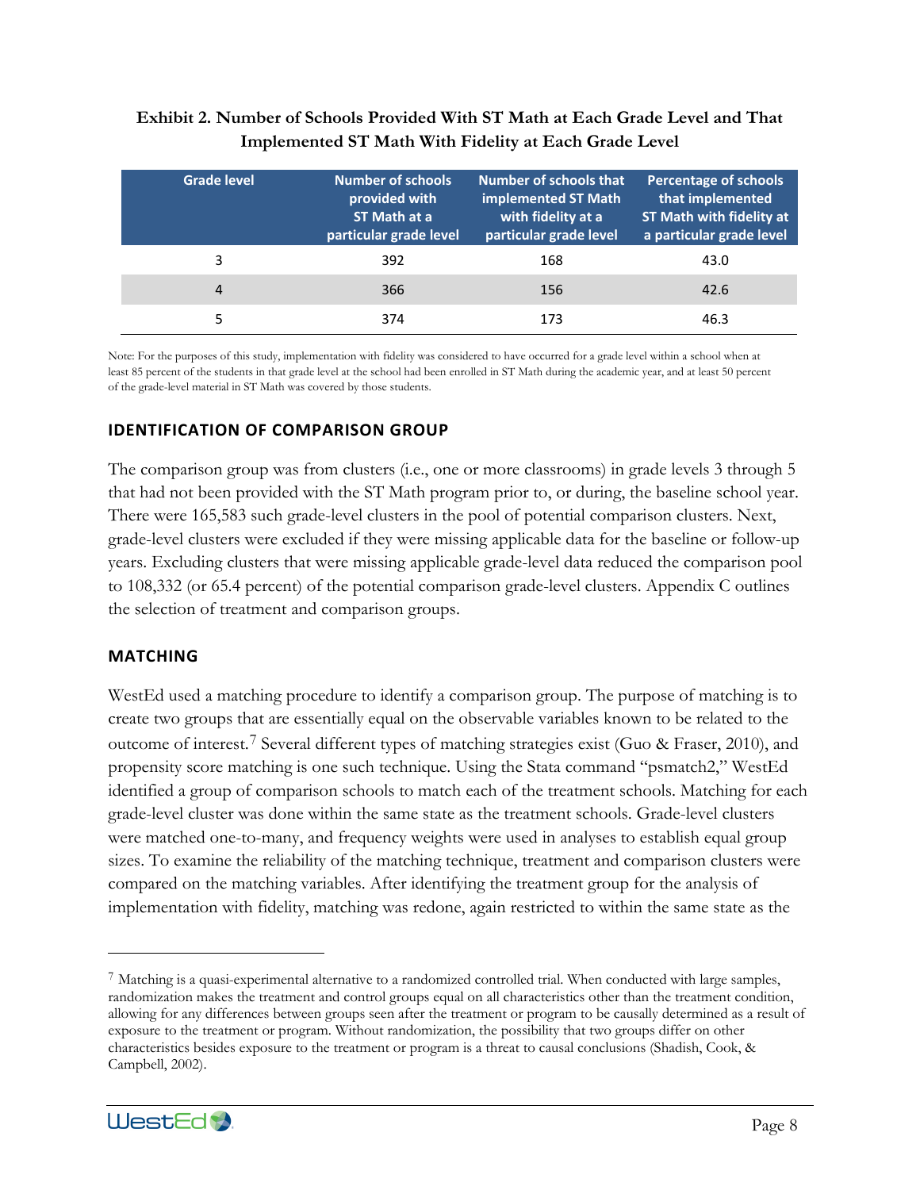**Exhibit 2. Number of Schools Provided With ST Math at Each Grade Level and That Implemented ST Math With Fidelity at Each Grade Level**

| Grade level | Number of schools provided with ST Math at a particular grade level | Number of schools that implemented ST Math with fidelity at a particular grade level | Percentage of schools that implemented ST Math with fidelity at a particular grade level |
|---|---|---|---|
| 3 | 392 | 168 | 43.0 |
| 4 | 366 | 156 | 42.6 |
| 5 | 374 | 173 | 46.3 |

Note: For the purposes of this study, implementation with fidelity was considered to have occurred for a grade level within a school when at least 85 percent of the students in that grade level at the school had been enrolled in ST Math during the academic year, and at least 50 percent of the grade-level material in ST Math was covered by those students.

### IDENTIFICATION OF COMPARISON GROUP

The comparison group was from clusters (i.e., one or more classrooms) in grade levels 3 through 5 that had not been provided with the ST Math program prior to, or during, the baseline school year. There were 165,583 such grade-level clusters in the pool of potential comparison clusters. Next, grade-level clusters were excluded if they were missing applicable data for the baseline or follow-up years. Excluding clusters that were missing applicable grade-level data reduced the comparison pool to 108,332 (or 65.4 percent) of the potential comparison grade-level clusters. Appendix C outlines the selection of treatment and comparison groups.

### MATCHING

WestEd used a matching procedure to identify a comparison group. The purpose of matching is to create two groups that are essentially equal on the observable variables known to be related to the outcome of interest.[7] Several different types of matching strategies exist (Guo & Fraser, 2010), and propensity score matching is one such technique. Using the Stata command "psmatch2," WestEd identified a group of comparison schools to match each of the treatment schools. Matching for each grade-level cluster was done within the same state as the treatment schools. Grade-level clusters were matched one-to-many, and frequency weights were used in analyses to establish equal group sizes. To examine the reliability of the matching technique, treatment and comparison clusters were compared on the matching variables. After identifying the treatment group for the analysis of implementation with fidelity, matching was redone, again restricted to within the same state as the

[7] Matching is a quasi-experimental alternative to a randomized controlled trial. When conducted with large samples, randomization makes the treatment and control groups equal on all characteristics other than the treatment condition, allowing for any differences between groups seen after the treatment or program to be causally determined as a result of exposure to the treatment or program. Without randomization, the possibility that two groups differ on other characteristics besides exposure to the treatment or program is a threat to causal conclusions (Shadish, Cook, & Campbell, 2002).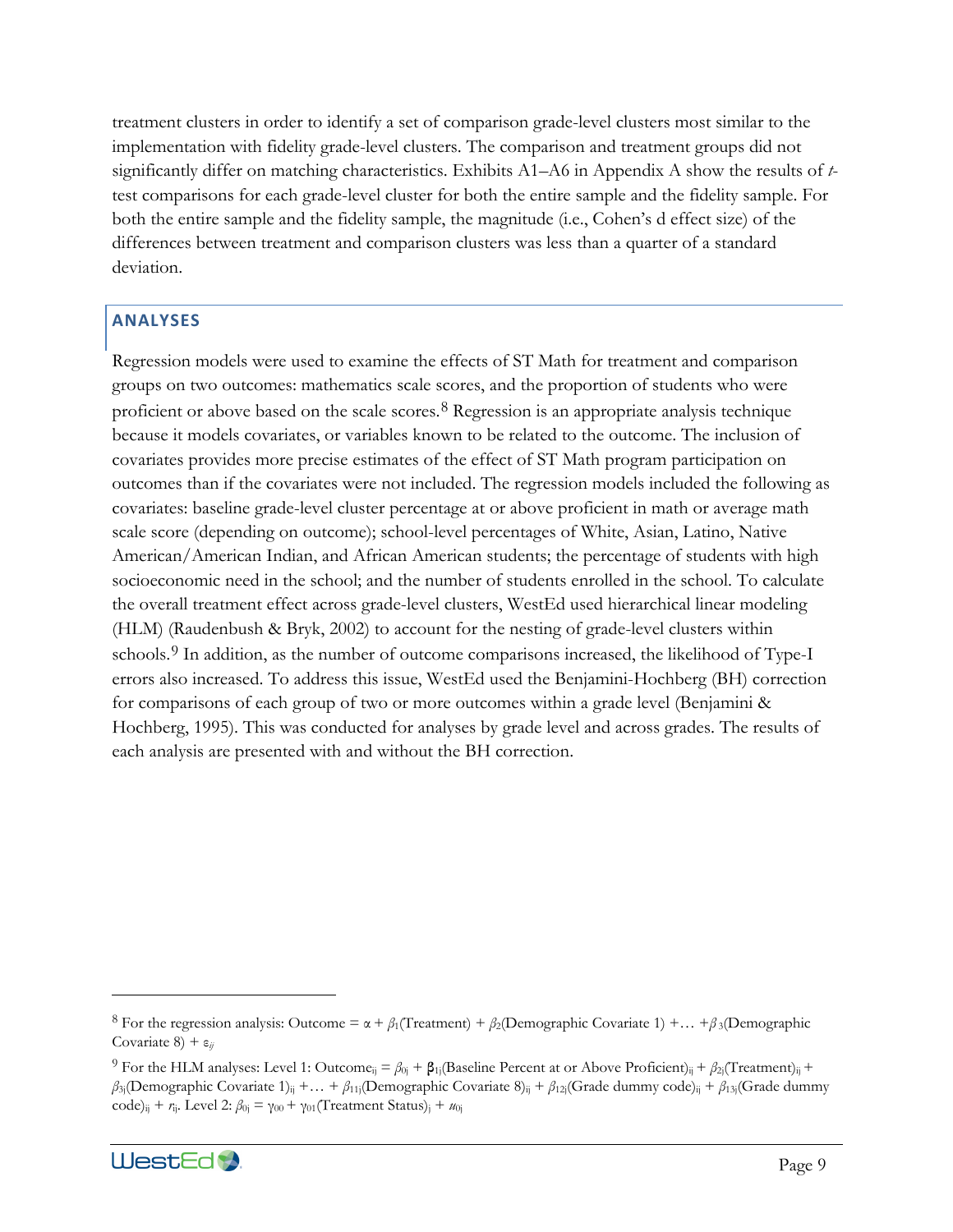treatment clusters in order to identify a set of comparison grade-level clusters most similar to the implementation with fidelity grade-level clusters. The comparison and treatment groups did not significantly differ on matching characteristics. Exhibits A1–A6 in Appendix A show the results of *t*-test comparisons for each grade-level cluster for both the entire sample and the fidelity sample. For both the entire sample and the fidelity sample, the magnitude (i.e., Cohen's d effect size) of the differences between treatment and comparison clusters was less than a quarter of a standard deviation.

## ANALYSES

Regression models were used to examine the effects of ST Math for treatment and comparison groups on two outcomes: mathematics scale scores, and the proportion of students who were proficient or above based on the scale scores.[8] Regression is an appropriate analysis technique because it models covariates, or variables known to be related to the outcome. The inclusion of covariates provides more precise estimates of the effect of ST Math program participation on outcomes than if the covariates were not included. The regression models included the following as covariates: baseline grade-level cluster percentage at or above proficient in math or average math scale score (depending on outcome); school-level percentages of White, Asian, Latino, Native American/American Indian, and African American students; the percentage of students with high socioeconomic need in the school; and the number of students enrolled in the school. To calculate the overall treatment effect across grade-level clusters, WestEd used hierarchical linear modeling (HLM) (Raudenbush & Bryk, 2002) to account for the nesting of grade-level clusters within schools.[9] In addition, as the number of outcome comparisons increased, the likelihood of Type-I errors also increased. To address this issue, WestEd used the Benjamini-Hochberg (BH) correction for comparisons of each group of two or more outcomes within a grade level (Benjamini & Hochberg, 1995). This was conducted for analyses by grade level and across grades. The results of each analysis are presented with and without the BH correction.

---

[8] For the regression analysis: Outcome = $\alpha + \beta_1$(Treatment) + $\beta_2$(Demographic Covariate 1) +… +$\beta_3$(Demographic Covariate 8) + $\varepsilon_{ij}$

[9] For the HLM analyses: Level 1: Outcome$_{ij}$ = $\beta_{0j}$ + $\beta_{1j}$(Baseline Percent at or Above Proficient)$_{ij}$ + $\beta_{2j}$(Treatment)$_{ij}$ + $\beta_{3j}$(Demographic Covariate 1)$_{ij}$ +… + $\beta_{11j}$(Demographic Covariate 8)$_{ij}$ + $\beta_{12j}$(Grade dummy code)$_{ij}$ + $\beta_{13j}$(Grade dummy code)$_{ij}$ + $r_{ij}$. Level 2: $\beta_{0j} = \gamma_{00} + \gamma_{01}$(Treatment Status)$_j$ + $u_{0j}$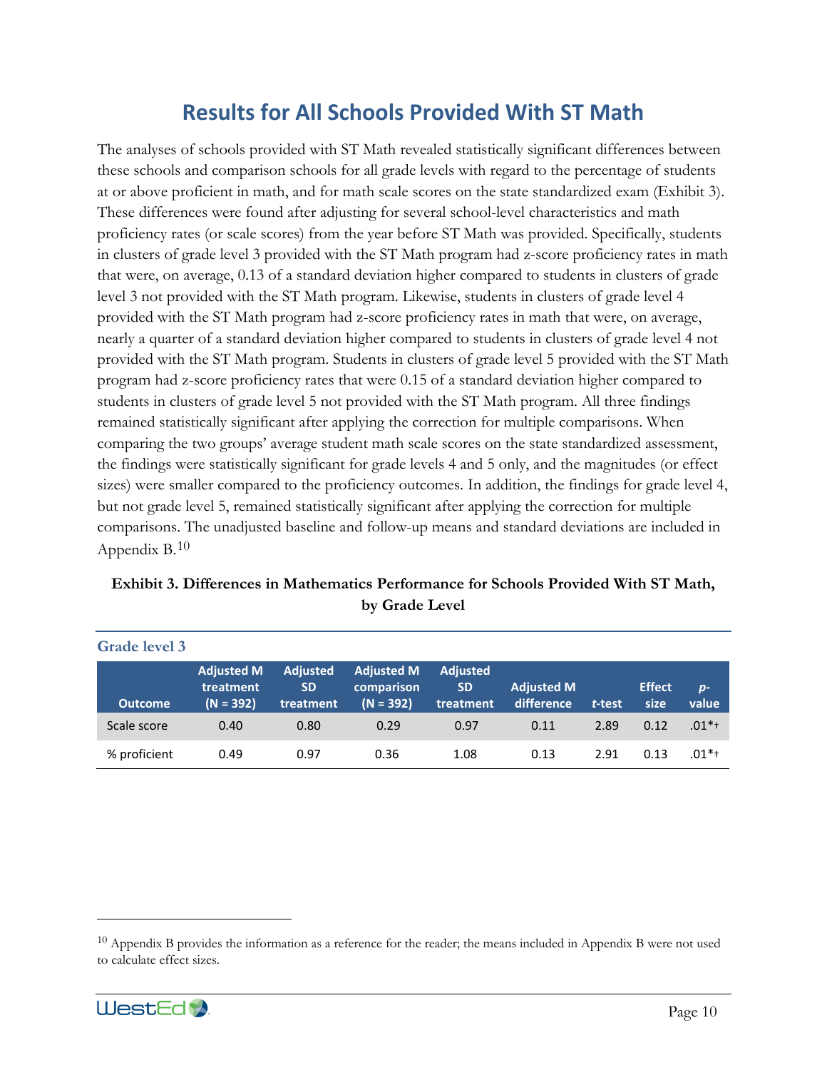## Results for All Schools Provided With ST Math

The analyses of schools provided with ST Math revealed statistically significant differences between these schools and comparison schools for all grade levels with regard to the percentage of students at or above proficient in math, and for math scale scores on the state standardized exam (Exhibit 3). These differences were found after adjusting for several school-level characteristics and math proficiency rates (or scale scores) from the year before ST Math was provided. Specifically, students in clusters of grade level 3 provided with the ST Math program had z-score proficiency rates in math that were, on average, 0.13 of a standard deviation higher compared to students in clusters of grade level 3 not provided with the ST Math program. Likewise, students in clusters of grade level 4 provided with the ST Math program had z-score proficiency rates in math that were, on average, nearly a quarter of a standard deviation higher compared to students in clusters of grade level 4 not provided with the ST Math program. Students in clusters of grade level 5 provided with the ST Math program had z-score proficiency rates that were 0.15 of a standard deviation higher compared to students in clusters of grade level 5 not provided with the ST Math program. All three findings remained statistically significant after applying the correction for multiple comparisons. When comparing the two groups' average student math scale scores on the state standardized assessment, the findings were statistically significant for grade levels 4 and 5 only, and the magnitudes (or effect sizes) were smaller compared to the proficiency outcomes. In addition, the findings for grade level 4, but not grade level 5, remained statistically significant after applying the correction for multiple comparisons. The unadjusted baseline and follow-up means and standard deviations are included in Appendix B.[10]

**Exhibit 3. Differences in Mathematics Performance for Schools Provided With ST Math, by Grade Level**

**Grade level 3**

| Outcome | Adjusted M treatment (N = 392) | Adjusted SD treatment | Adjusted M comparison (N = 392) | Adjusted SD treatment | Adjusted M difference | *t*-test | Effect size | *p*-value |
|---|---|---|---|---|---|---|---|---|
| Scale score | 0.40 | 0.80 | 0.29 | 0.97 | 0.11 | 2.89 | 0.12 | .01*† |
| % proficient | 0.49 | 0.97 | 0.36 | 1.08 | 0.13 | 2.91 | 0.13 | .01*† |

[10] Appendix B provides the information as a reference for the reader; the means included in Appendix B were not used to calculate effect sizes.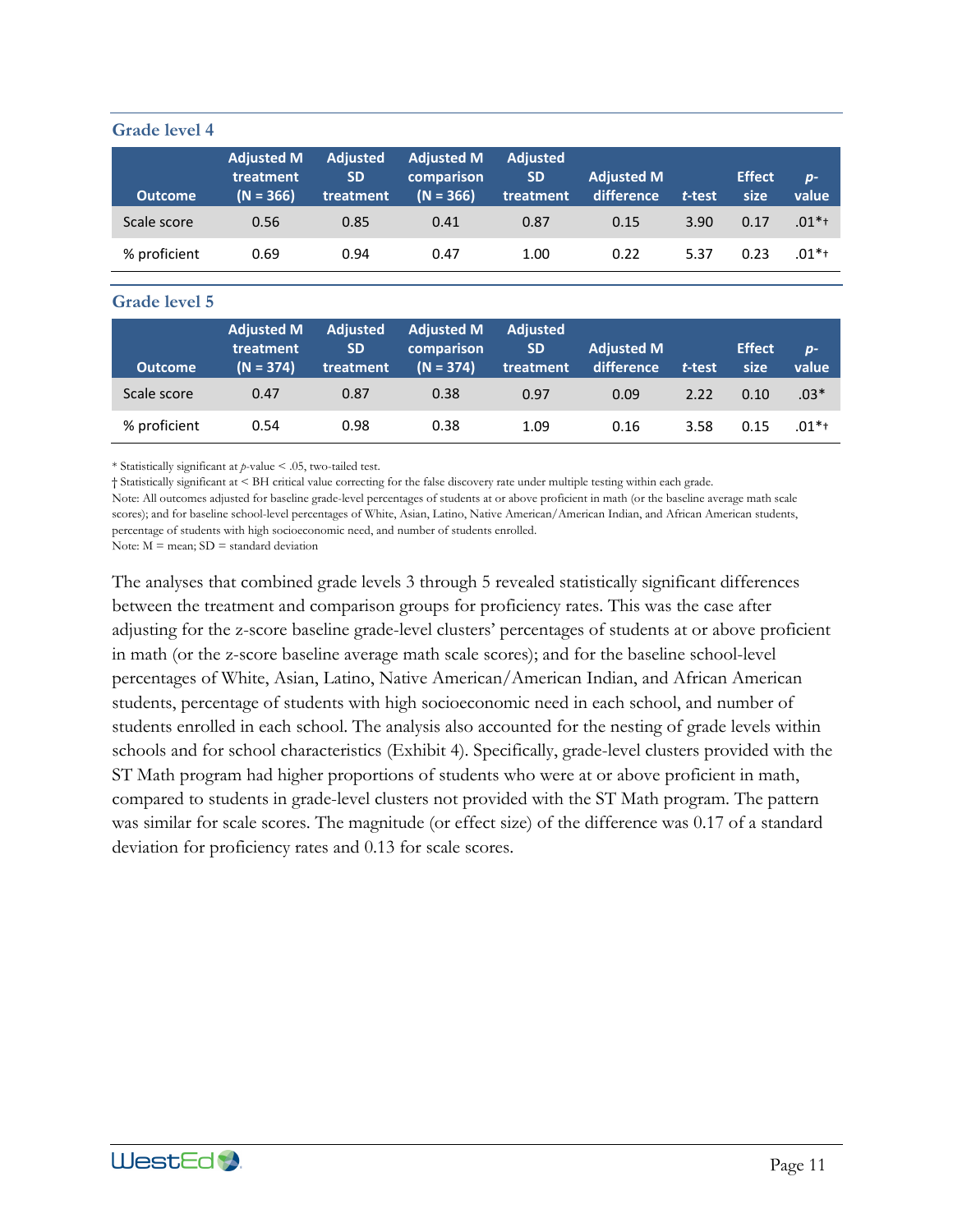### Grade level 4

| Outcome | Adjusted M treatment (N = 366) | Adjusted SD treatment | Adjusted M comparison (N = 366) | Adjusted SD treatment | Adjusted M difference | *t*-test | Effect size | *p*-value |
|---|---|---|---|---|---|---|---|---|
| Scale score | 0.56 | 0.85 | 0.41 | 0.87 | 0.15 | 3.90 | 0.17 | .01*† |
| % proficient | 0.69 | 0.94 | 0.47 | 1.00 | 0.22 | 5.37 | 0.23 | .01*† |

### Grade level 5

| Outcome | Adjusted M treatment (N = 374) | Adjusted SD treatment | Adjusted M comparison (N = 374) | Adjusted SD treatment | Adjusted M difference | *t*-test | Effect size | *p*-value |
|---|---|---|---|---|---|---|---|---|
| Scale score | 0.47 | 0.87 | 0.38 | 0.97 | 0.09 | 2.22 | 0.10 | .03* |
| % proficient | 0.54 | 0.98 | 0.38 | 1.09 | 0.16 | 3.58 | 0.15 | .01*† |

\* Statistically significant at *p*-value < .05, two-tailed test.
† Statistically significant at < BH critical value correcting for the false discovery rate under multiple testing within each grade.
Note: All outcomes adjusted for baseline grade-level percentages of students at or above proficient in math (or the baseline average math scale scores); and for baseline school-level percentages of White, Asian, Latino, Native American/American Indian, and African American students, percentage of students with high socioeconomic need, and number of students enrolled.
Note: M = mean; SD = standard deviation

The analyses that combined grade levels 3 through 5 revealed statistically significant differences between the treatment and comparison groups for proficiency rates. This was the case after adjusting for the z-score baseline grade-level clusters' percentages of students at or above proficient in math (or the z-score baseline average math scale scores); and for the baseline school-level percentages of White, Asian, Latino, Native American/American Indian, and African American students, percentage of students with high socioeconomic need in each school, and number of students enrolled in each school. The analysis also accounted for the nesting of grade levels within schools and for school characteristics (Exhibit 4). Specifically, grade-level clusters provided with the ST Math program had higher proportions of students who were at or above proficient in math, compared to students in grade-level clusters not provided with the ST Math program. The pattern was similar for scale scores. The magnitude (or effect size) of the difference was 0.17 of a standard deviation for proficiency rates and 0.13 for scale scores.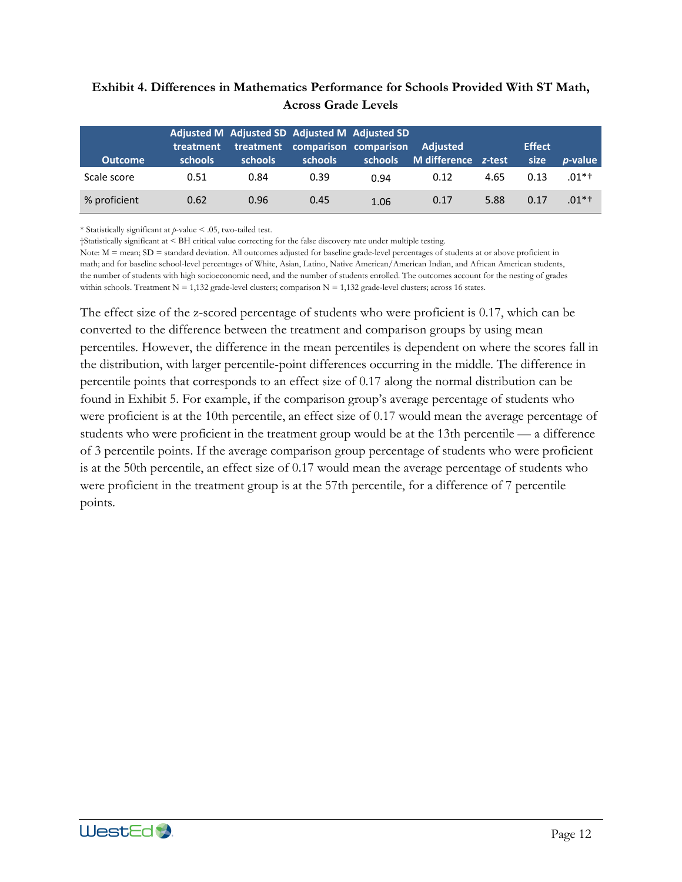**Exhibit 4. Differences in Mathematics Performance for Schools Provided With ST Math, Across Grade Levels**

| Outcome | Adjusted M treatment schools | Adjusted SD treatment schools | Adjusted M comparison schools | Adjusted SD comparison schools | Adjusted M difference | *z*-test | Effect size | *p*-value |
|---|---|---|---|---|---|---|---|---|
| Scale score | 0.51 | 0.84 | 0.39 | 0.94 | 0.12 | 4.65 | 0.13 | .01*† |
| % proficient | 0.62 | 0.96 | 0.45 | 1.06 | 0.17 | 5.88 | 0.17 | .01*† |

\* Statistically significant at *p*-value < .05, two-tailed test.
†Statistically significant at < BH critical value correcting for the false discovery rate under multiple testing.
Note: M = mean; SD = standard deviation. All outcomes adjusted for baseline grade-level percentages of students at or above proficient in math; and for baseline school-level percentages of White, Asian, Latino, Native American/American Indian, and African American students, the number of students with high socioeconomic need, and the number of students enrolled. The outcomes account for the nesting of grades within schools. Treatment N = 1,132 grade-level clusters; comparison N = 1,132 grade-level clusters; across 16 states.

The effect size of the z-scored percentage of students who were proficient is 0.17, which can be converted to the difference between the treatment and comparison groups by using mean percentiles. However, the difference in the mean percentiles is dependent on where the scores fall in the distribution, with larger percentile-point differences occurring in the middle. The difference in percentile points that corresponds to an effect size of 0.17 along the normal distribution can be found in Exhibit 5. For example, if the comparison group's average percentage of students who were proficient is at the 10th percentile, an effect size of 0.17 would mean the average percentage of students who were proficient in the treatment group would be at the 13th percentile — a difference of 3 percentile points. If the average comparison group percentage of students who were proficient is at the 50th percentile, an effect size of 0.17 would mean the average percentage of students who were proficient in the treatment group is at the 57th percentile, for a difference of 7 percentile points.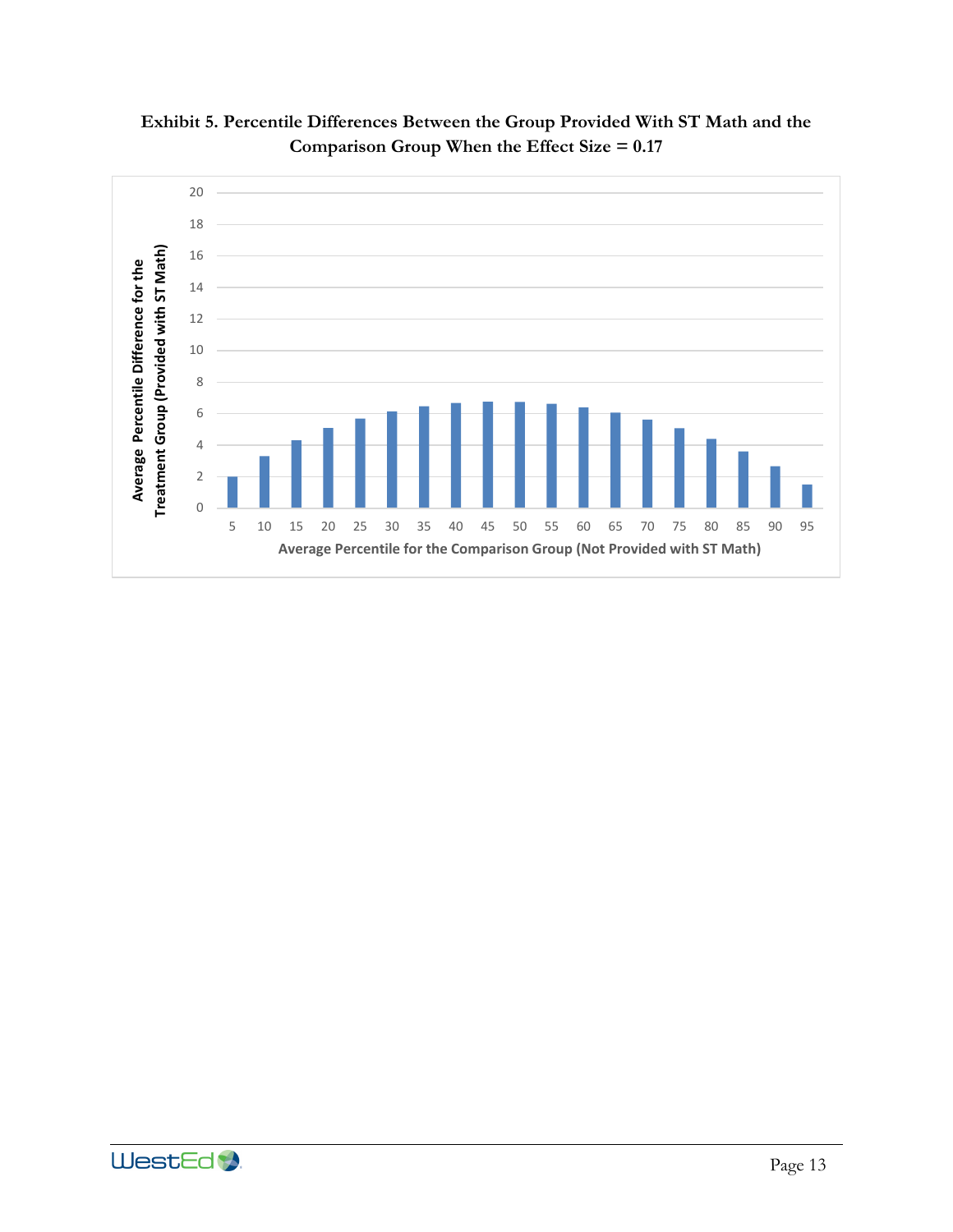**Exhibit 5. Percentile Differences Between the Group Provided With ST Math and the Comparison Group When the Effect Size = 0.17**

| Average Percentile for the Comparison Group (Not Provided with ST Math) | Average Percentile Difference for the Treatment Group (Provided with ST Math) |
|---|---|
| 5 | 2.0 |
| 10 | 3.3 |
| 15 | 4.3 |
| 20 | 5.1 |
| 25 | 5.7 |
| 30 | 6.1 |
| 35 | 6.4 |
| 40 | 6.6 |
| 45 | 6.7 |
| 50 | 6.7 |
| 55 | 6.6 |
| 60 | 6.4 |
| 65 | 6.0 |
| 70 | 5.6 |
| 75 | 5.0 |
| 80 | 4.4 |
| 85 | 3.6 |
| 90 | 2.6 |
| 95 | 1.5 |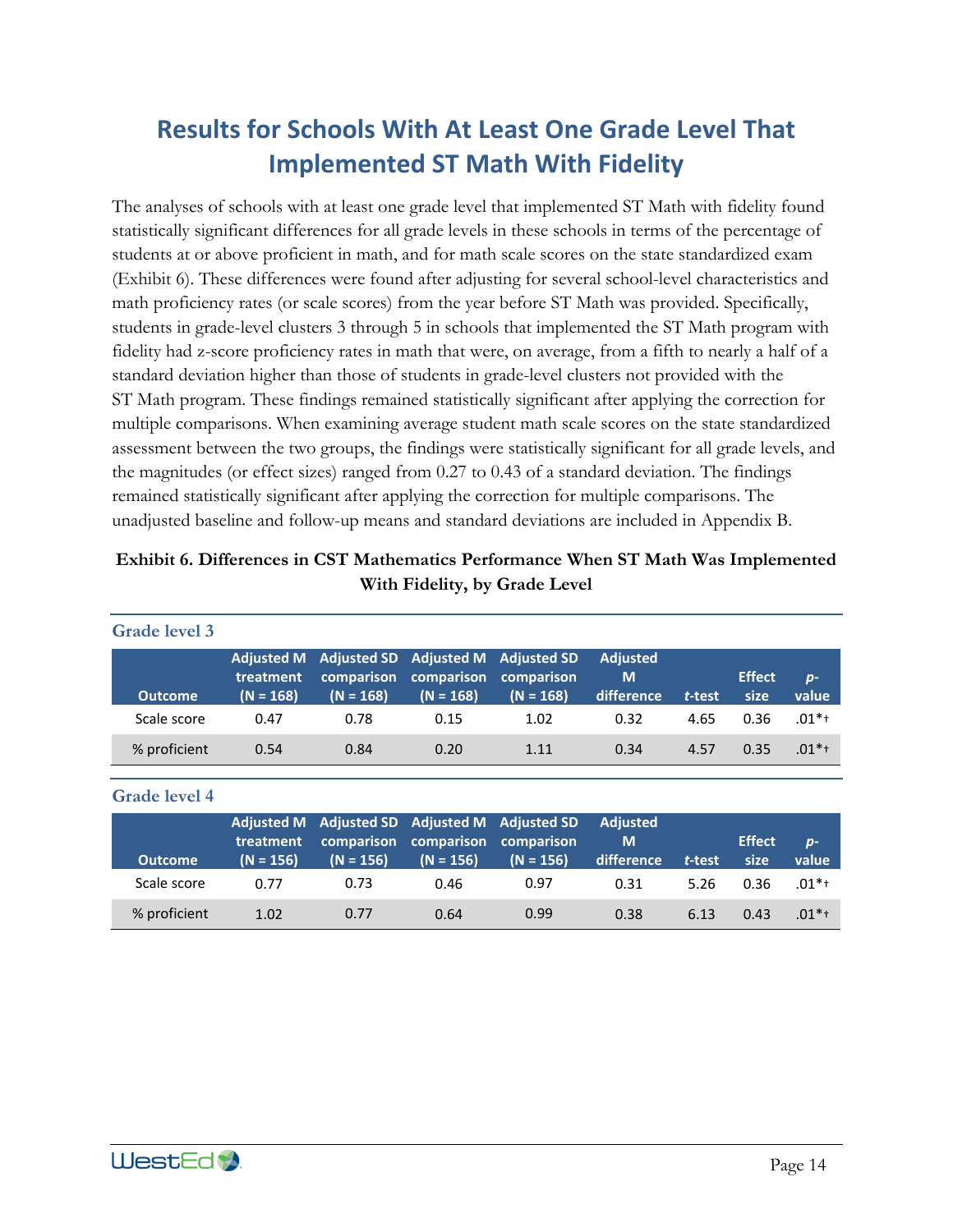# Results for Schools With At Least One Grade Level That Implemented ST Math With Fidelity

The analyses of schools with at least one grade level that implemented ST Math with fidelity found statistically significant differences for all grade levels in these schools in terms of the percentage of students at or above proficient in math, and for math scale scores on the state standardized exam (Exhibit 6). These differences were found after adjusting for several school-level characteristics and math proficiency rates (or scale scores) from the year before ST Math was provided. Specifically, students in grade-level clusters 3 through 5 in schools that implemented the ST Math program with fidelity had z-score proficiency rates in math that were, on average, from a fifth to nearly a half of a standard deviation higher than those of students in grade-level clusters not provided with the ST Math program. These findings remained statistically significant after applying the correction for multiple comparisons. When examining average student math scale scores on the state standardized assessment between the two groups, the findings were statistically significant for all grade levels, and the magnitudes (or effect sizes) ranged from 0.27 to 0.43 of a standard deviation. The findings remained statistically significant after applying the correction for multiple comparisons. The unadjusted baseline and follow-up means and standard deviations are included in Appendix B.

**Exhibit 6. Differences in CST Mathematics Performance When ST Math Was Implemented With Fidelity, by Grade Level**

**Grade level 3**

| Outcome | Adjusted M treatment (N = 168) | Adjusted SD comparison (N = 168) | Adjusted M comparison (N = 168) | Adjusted SD comparison (N = 168) | Adjusted M difference | *t*-test | Effect size | *p*-value |
|---|---|---|---|---|---|---|---|---|
| Scale score | 0.47 | 0.78 | 0.15 | 1.02 | 0.32 | 4.65 | 0.36 | .01*† |
| % proficient | 0.54 | 0.84 | 0.20 | 1.11 | 0.34 | 4.57 | 0.35 | .01*† |

**Grade level 4**

| Outcome | Adjusted M treatment (N = 156) | Adjusted SD comparison (N = 156) | Adjusted M comparison (N = 156) | Adjusted SD comparison (N = 156) | Adjusted M difference | *t*-test | Effect size | *p*-value |
|---|---|---|---|---|---|---|---|---|
| Scale score | 0.77 | 0.73 | 0.46 | 0.97 | 0.31 | 5.26 | 0.36 | .01*† |
| % proficient | 1.02 | 0.77 | 0.64 | 0.99 | 0.38 | 6.13 | 0.43 | .01*† |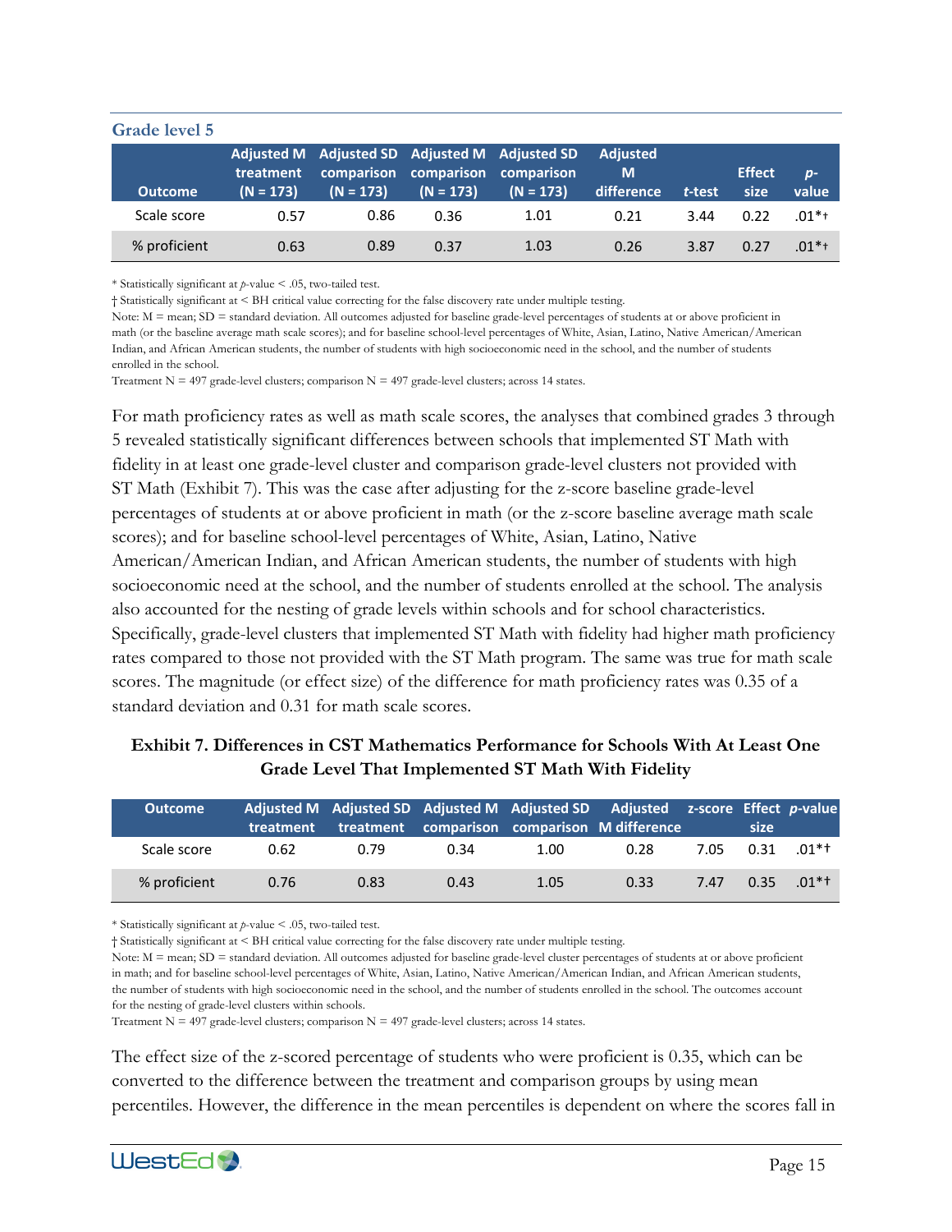### Grade level 5

| Outcome | Adjusted M treatment (N = 173) | Adjusted SD comparison (N = 173) | Adjusted M comparison (N = 173) | Adjusted SD comparison (N = 173) | Adjusted M difference | *t*-test | Effect size | *p*-value |
|---|---|---|---|---|---|---|---|---|
| Scale score | 0.57 | 0.86 | 0.36 | 1.01 | 0.21 | 3.44 | 0.22 | .01*† |
| % proficient | 0.63 | 0.89 | 0.37 | 1.03 | 0.26 | 3.87 | 0.27 | .01*† |

\* Statistically significant at *p*-value < .05, two-tailed test.

† Statistically significant at < BH critical value correcting for the false discovery rate under multiple testing.

Note: M = mean; SD = standard deviation. All outcomes adjusted for baseline grade-level percentages of students at or above proficient in math (or the baseline average math scale scores); and for baseline school-level percentages of White, Asian, Latino, Native American/American Indian, and African American students, the number of students with high socioeconomic need in the school, and the number of students enrolled in the school.

Treatment N = 497 grade-level clusters; comparison N = 497 grade-level clusters; across 14 states.

For math proficiency rates as well as math scale scores, the analyses that combined grades 3 through 5 revealed statistically significant differences between schools that implemented ST Math with fidelity in at least one grade-level cluster and comparison grade-level clusters not provided with ST Math (Exhibit 7). This was the case after adjusting for the z-score baseline grade-level percentages of students at or above proficient in math (or the z-score baseline average math scale scores); and for baseline school-level percentages of White, Asian, Latino, Native American/American Indian, and African American students, the number of students with high socioeconomic need at the school, and the number of students enrolled at the school. The analysis also accounted for the nesting of grade levels within schools and for school characteristics. Specifically, grade-level clusters that implemented ST Math with fidelity had higher math proficiency rates compared to those not provided with the ST Math program. The same was true for math scale scores. The magnitude (or effect size) of the difference for math proficiency rates was 0.35 of a standard deviation and 0.31 for math scale scores.

**Exhibit 7. Differences in CST Mathematics Performance for Schools With At Least One Grade Level That Implemented ST Math With Fidelity**

| Outcome | Adjusted M treatment | Adjusted SD treatment | Adjusted M comparison | Adjusted SD comparison | Adjusted M difference | z-score | Effect size | *p*-value |
|---|---|---|---|---|---|---|---|---|
| Scale score | 0.62 | 0.79 | 0.34 | 1.00 | 0.28 | 7.05 | 0.31 | .01*† |
| % proficient | 0.76 | 0.83 | 0.43 | 1.05 | 0.33 | 7.47 | 0.35 | .01*† |

\* Statistically significant at *p*-value < .05, two-tailed test.

† Statistically significant at < BH critical value correcting for the false discovery rate under multiple testing.

Note: M = mean; SD = standard deviation. All outcomes adjusted for baseline grade-level cluster percentages of students at or above proficient in math; and for baseline school-level percentages of White, Asian, Latino, Native American/American Indian, and African American students, the number of students with high socioeconomic need in the school, and the number of students enrolled in the school. The outcomes account for the nesting of grade-level clusters within schools.

Treatment N = 497 grade-level clusters; comparison N = 497 grade-level clusters; across 14 states.

The effect size of the z-scored percentage of students who were proficient is 0.35, which can be converted to the difference between the treatment and comparison groups by using mean percentiles. However, the difference in the mean percentiles is dependent on where the scores fall in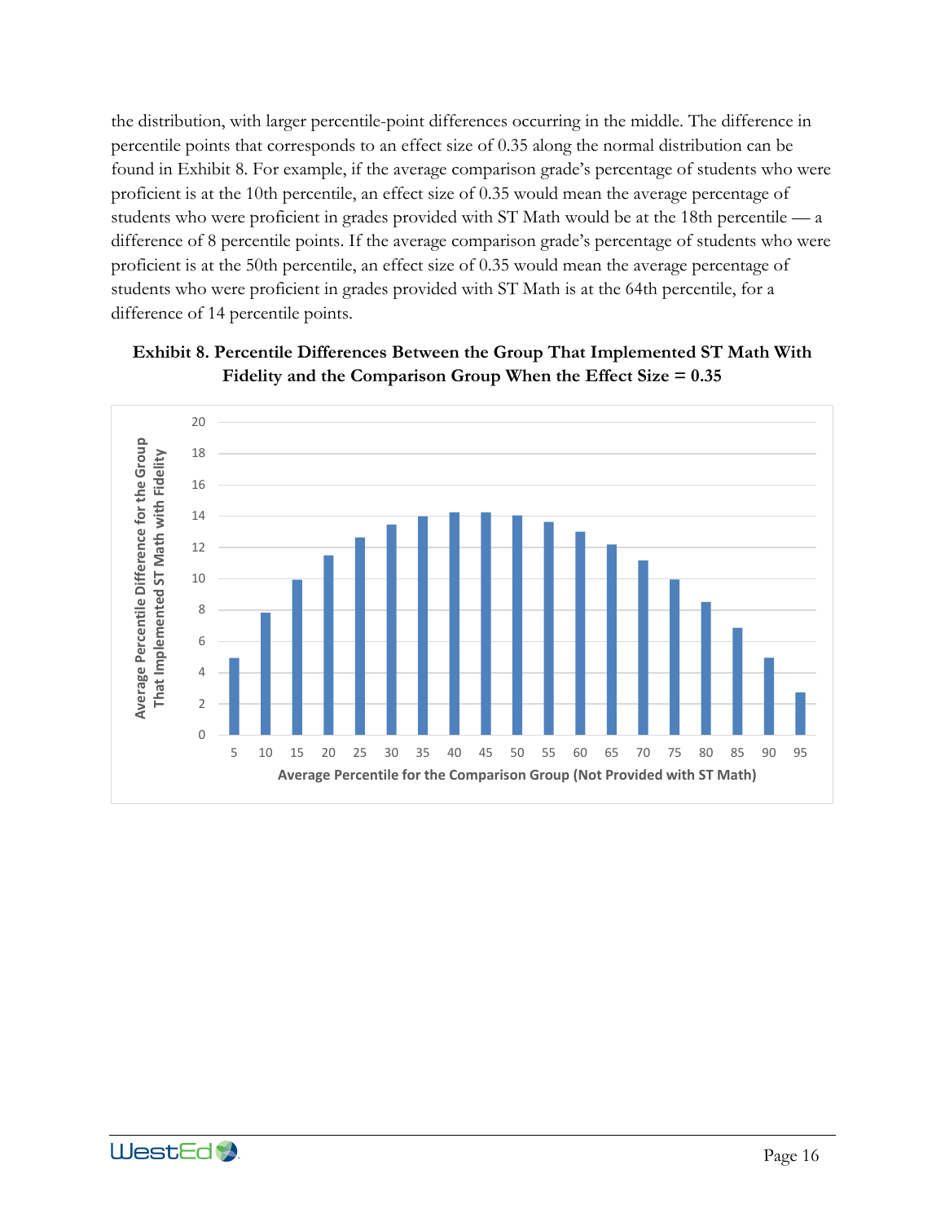the distribution, with larger percentile-point differences occurring in the middle. The difference in percentile points that corresponds to an effect size of 0.35 along the normal distribution can be found in Exhibit 8. For example, if the average comparison grade's percentage of students who were proficient is at the 10th percentile, an effect size of 0.35 would mean the average percentage of students who were proficient in grades provided with ST Math would be at the 18th percentile — a difference of 8 percentile points. If the average comparison grade's percentage of students who were proficient is at the 50th percentile, an effect size of 0.35 would mean the average percentage of students who were proficient in grades provided with ST Math is at the 64th percentile, for a difference of 14 percentile points.

**Exhibit 8. Percentile Differences Between the Group That Implemented ST Math With Fidelity and the Comparison Group When the Effect Size = 0.35**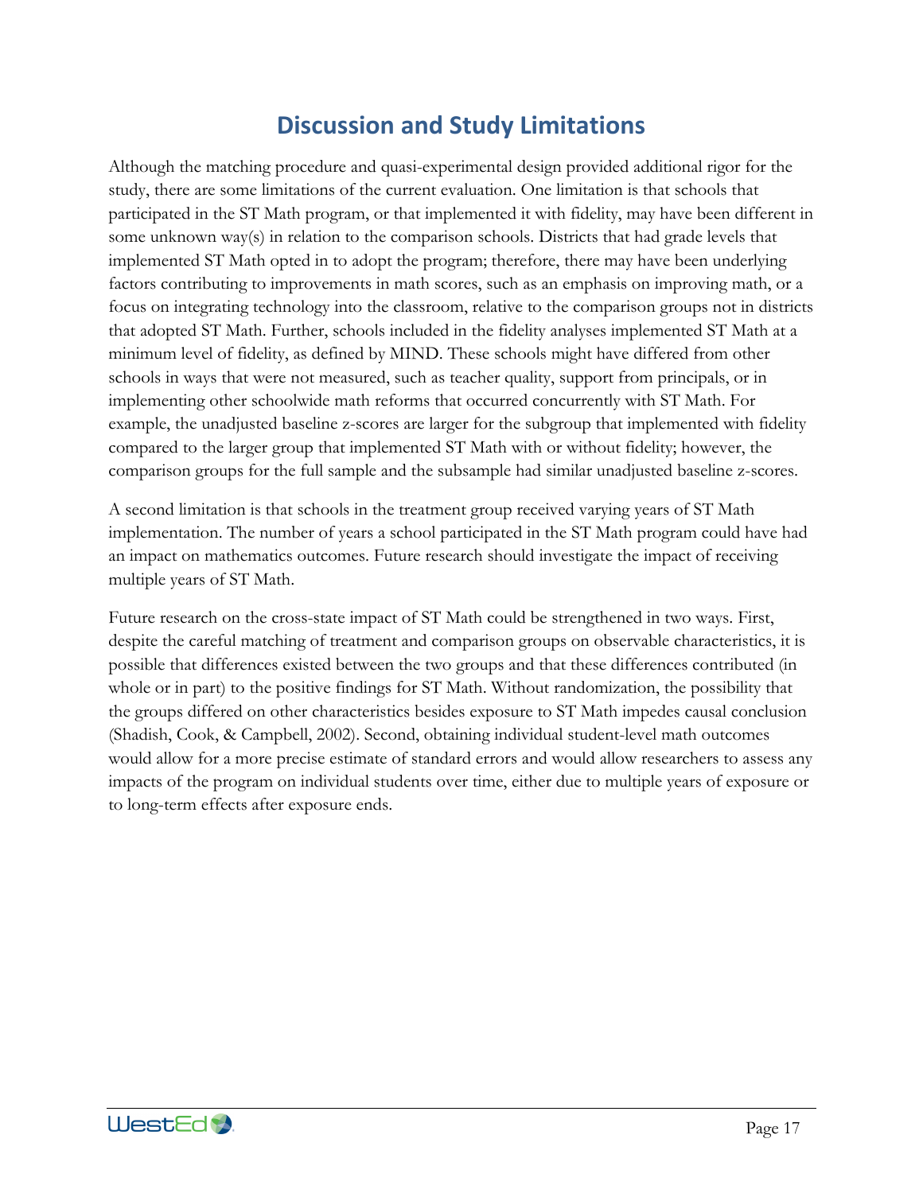# Discussion and Study Limitations

Although the matching procedure and quasi-experimental design provided additional rigor for the study, there are some limitations of the current evaluation. One limitation is that schools that participated in the ST Math program, or that implemented it with fidelity, may have been different in some unknown way(s) in relation to the comparison schools. Districts that had grade levels that implemented ST Math opted in to adopt the program; therefore, there may have been underlying factors contributing to improvements in math scores, such as an emphasis on improving math, or a focus on integrating technology into the classroom, relative to the comparison groups not in districts that adopted ST Math. Further, schools included in the fidelity analyses implemented ST Math at a minimum level of fidelity, as defined by MIND. These schools might have differed from other schools in ways that were not measured, such as teacher quality, support from principals, or in implementing other schoolwide math reforms that occurred concurrently with ST Math. For example, the unadjusted baseline z-scores are larger for the subgroup that implemented with fidelity compared to the larger group that implemented ST Math with or without fidelity; however, the comparison groups for the full sample and the subsample had similar unadjusted baseline z-scores.

A second limitation is that schools in the treatment group received varying years of ST Math implementation. The number of years a school participated in the ST Math program could have had an impact on mathematics outcomes. Future research should investigate the impact of receiving multiple years of ST Math.

Future research on the cross-state impact of ST Math could be strengthened in two ways. First, despite the careful matching of treatment and comparison groups on observable characteristics, it is possible that differences existed between the two groups and that these differences contributed (in whole or in part) to the positive findings for ST Math. Without randomization, the possibility that the groups differed on other characteristics besides exposure to ST Math impedes causal conclusion (Shadish, Cook, & Campbell, 2002). Second, obtaining individual student-level math outcomes would allow for a more precise estimate of standard errors and would allow researchers to assess any impacts of the program on individual students over time, either due to multiple years of exposure or to long-term effects after exposure ends.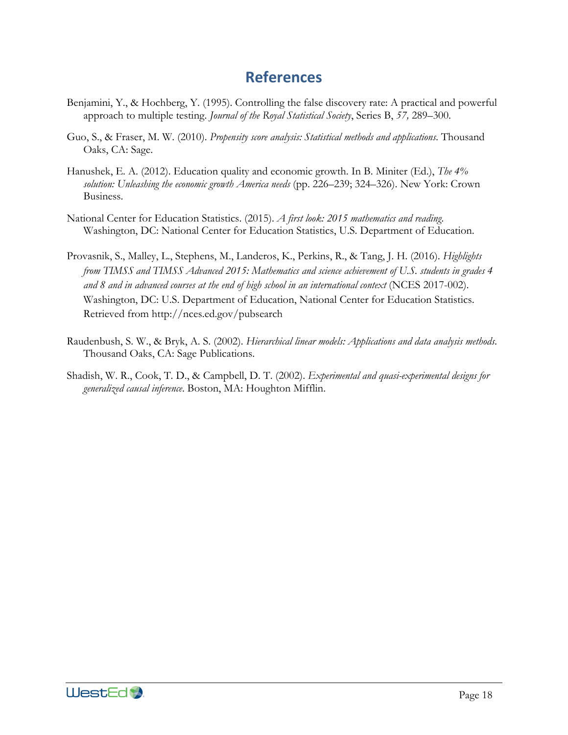# References

Benjamini, Y., & Hochberg, Y. (1995). Controlling the false discovery rate: A practical and powerful approach to multiple testing. *Journal of the Royal Statistical Society*, Series B, *57,* 289–300.

Guo, S., & Fraser, M. W. (2010). *Propensity score analysis: Statistical methods and applications.* Thousand Oaks, CA: Sage.

Hanushek, E. A. (2012). Education quality and economic growth. In B. Miniter (Ed.), *The 4% solution: Unleashing the economic growth America needs* (pp. 226–239; 324–326). New York: Crown Business.

National Center for Education Statistics. (2015). *A first look: 2015 mathematics and reading.* Washington, DC: National Center for Education Statistics, U.S. Department of Education.

Provasnik, S., Malley, L., Stephens, M., Landeros, K., Perkins, R., & Tang, J. H. (2016). *Highlights from TIMSS and TIMSS Advanced 2015: Mathematics and science achievement of U.S. students in grades 4 and 8 and in advanced courses at the end of high school in an international context* (NCES 2017-002). Washington, DC: U.S. Department of Education, National Center for Education Statistics. Retrieved from http://nces.ed.gov/pubsearch

Raudenbush, S. W., & Bryk, A. S. (2002). *Hierarchical linear models: Applications and data analysis methods*. Thousand Oaks, CA: Sage Publications.

Shadish, W. R., Cook, T. D., & Campbell, D. T. (2002). *Experimental and quasi-experimental designs for generalized causal inference*. Boston, MA: Houghton Mifflin.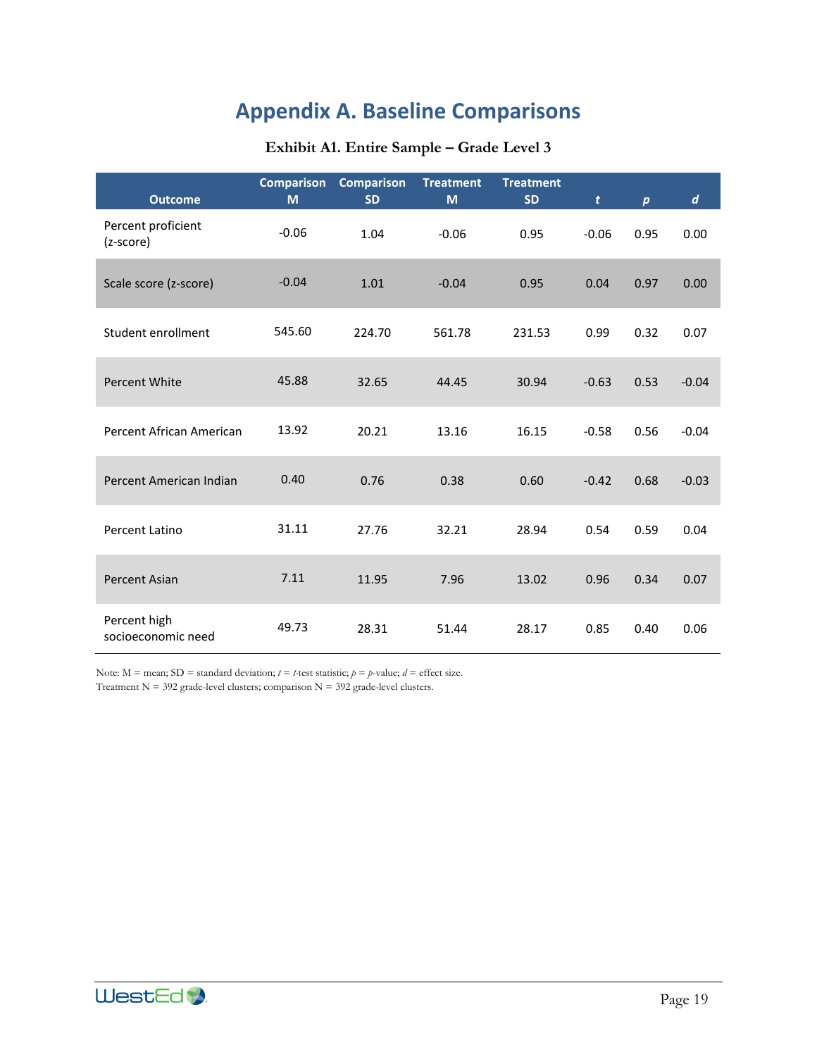# Appendix A. Baseline Comparisons

**Exhibit A1. Entire Sample – Grade Level 3**

| Outcome | Comparison M | Comparison SD | Treatment M | Treatment SD | *t* | *p* | *d* |
|---|---|---|---|---|---|---|---|
| Percent proficient (z-score) | -0.06 | 1.04 | -0.06 | 0.95 | -0.06 | 0.95 | 0.00 |
| Scale score (z-score) | -0.04 | 1.01 | -0.04 | 0.95 | 0.04 | 0.97 | 0.00 |
| Student enrollment | 545.60 | 224.70 | 561.78 | 231.53 | 0.99 | 0.32 | 0.07 |
| Percent White | 45.88 | 32.65 | 44.45 | 30.94 | -0.63 | 0.53 | -0.04 |
| Percent African American | 13.92 | 20.21 | 13.16 | 16.15 | -0.58 | 0.56 | -0.04 |
| Percent American Indian | 0.40 | 0.76 | 0.38 | 0.60 | -0.42 | 0.68 | -0.03 |
| Percent Latino | 31.11 | 27.76 | 32.21 | 28.94 | 0.54 | 0.59 | 0.04 |
| Percent Asian | 7.11 | 11.95 | 7.96 | 13.02 | 0.96 | 0.34 | 0.07 |
| Percent high socioeconomic need | 49.73 | 28.31 | 51.44 | 28.17 | 0.85 | 0.40 | 0.06 |

Note: M = mean; SD = standard deviation; *t* = *t*-test statistic; *p* = *p*-value; *d* = effect size.
Treatment N = 392 grade-level clusters; comparison N = 392 grade-level clusters.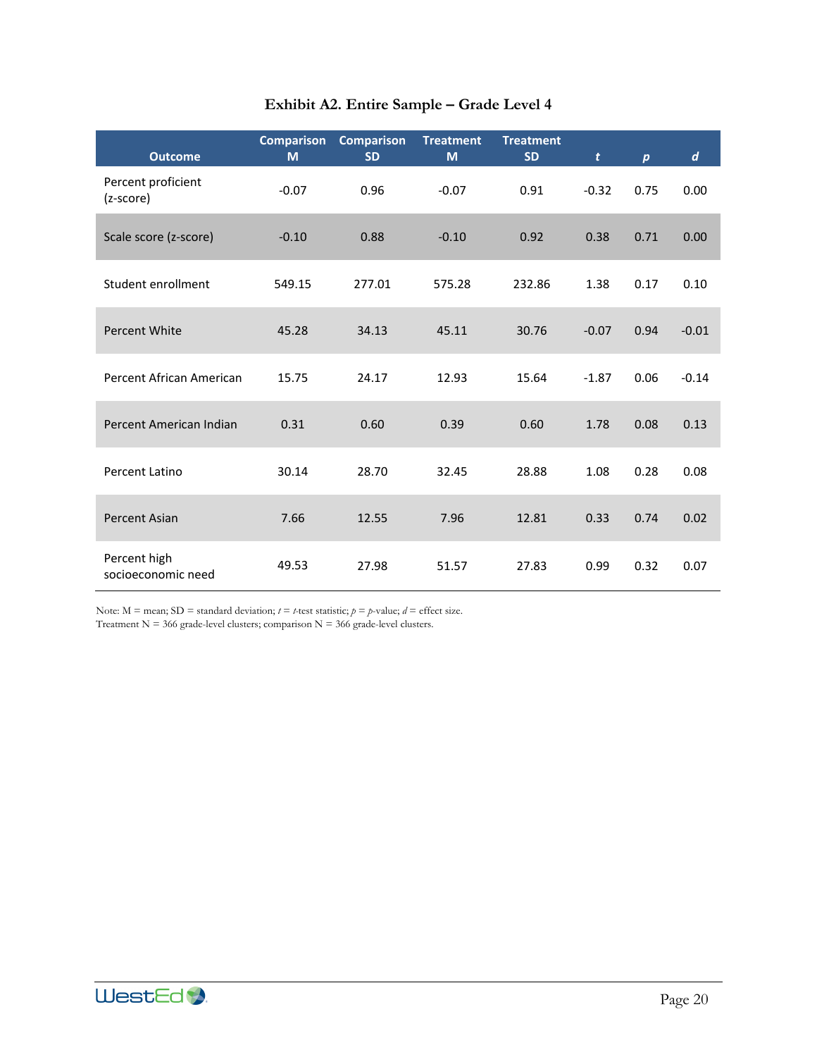### Exhibit A2. Entire Sample – Grade Level 4

| Outcome | Comparison M | Comparison SD | Treatment M | Treatment SD | *t* | *p* | *d* |
|---|---|---|---|---|---|---|---|
| Percent proficient (z-score) | -0.07 | 0.96 | -0.07 | 0.91 | -0.32 | 0.75 | 0.00 |
| Scale score (z-score) | -0.10 | 0.88 | -0.10 | 0.92 | 0.38 | 0.71 | 0.00 |
| Student enrollment | 549.15 | 277.01 | 575.28 | 232.86 | 1.38 | 0.17 | 0.10 |
| Percent White | 45.28 | 34.13 | 45.11 | 30.76 | -0.07 | 0.94 | -0.01 |
| Percent African American | 15.75 | 24.17 | 12.93 | 15.64 | -1.87 | 0.06 | -0.14 |
| Percent American Indian | 0.31 | 0.60 | 0.39 | 0.60 | 1.78 | 0.08 | 0.13 |
| Percent Latino | 30.14 | 28.70 | 32.45 | 28.88 | 1.08 | 0.28 | 0.08 |
| Percent Asian | 7.66 | 12.55 | 7.96 | 12.81 | 0.33 | 0.74 | 0.02 |
| Percent high socioeconomic need | 49.53 | 27.98 | 51.57 | 27.83 | 0.99 | 0.32 | 0.07 |

Note: M = mean; SD = standard deviation; *t* = *t*-test statistic; *p* = *p*-value; *d* = effect size.
Treatment N = 366 grade-level clusters; comparison N = 366 grade-level clusters.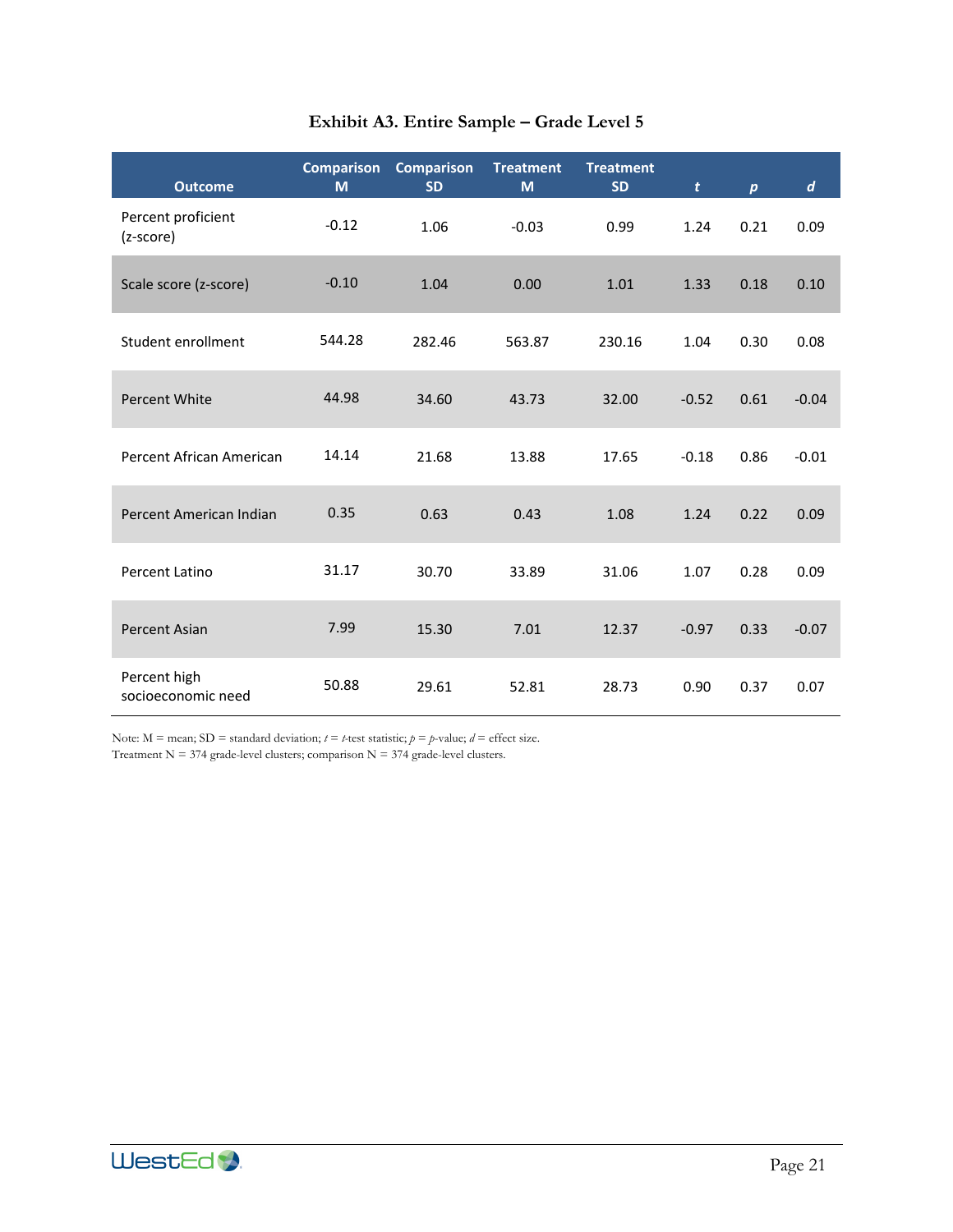# Exhibit A3. Entire Sample – Grade Level 5

| Outcome | Comparison M | Comparison SD | Treatment M | Treatment SD | *t* | *p* | *d* |
|---|---|---|---|---|---|---|---|
| Percent proficient (z-score) | -0.12 | 1.06 | -0.03 | 0.99 | 1.24 | 0.21 | 0.09 |
| Scale score (z-score) | -0.10 | 1.04 | 0.00 | 1.01 | 1.33 | 0.18 | 0.10 |
| Student enrollment | 544.28 | 282.46 | 563.87 | 230.16 | 1.04 | 0.30 | 0.08 |
| Percent White | 44.98 | 34.60 | 43.73 | 32.00 | -0.52 | 0.61 | -0.04 |
| Percent African American | 14.14 | 21.68 | 13.88 | 17.65 | -0.18 | 0.86 | -0.01 |
| Percent American Indian | 0.35 | 0.63 | 0.43 | 1.08 | 1.24 | 0.22 | 0.09 |
| Percent Latino | 31.17 | 30.70 | 33.89 | 31.06 | 1.07 | 0.28 | 0.09 |
| Percent Asian | 7.99 | 15.30 | 7.01 | 12.37 | -0.97 | 0.33 | -0.07 |
| Percent high socioeconomic need | 50.88 | 29.61 | 52.81 | 28.73 | 0.90 | 0.37 | 0.07 |

Note: M = mean; SD = standard deviation; *t* = *t*-test statistic; *p* = *p*-value; *d* = effect size.
Treatment N = 374 grade-level clusters; comparison N = 374 grade-level clusters.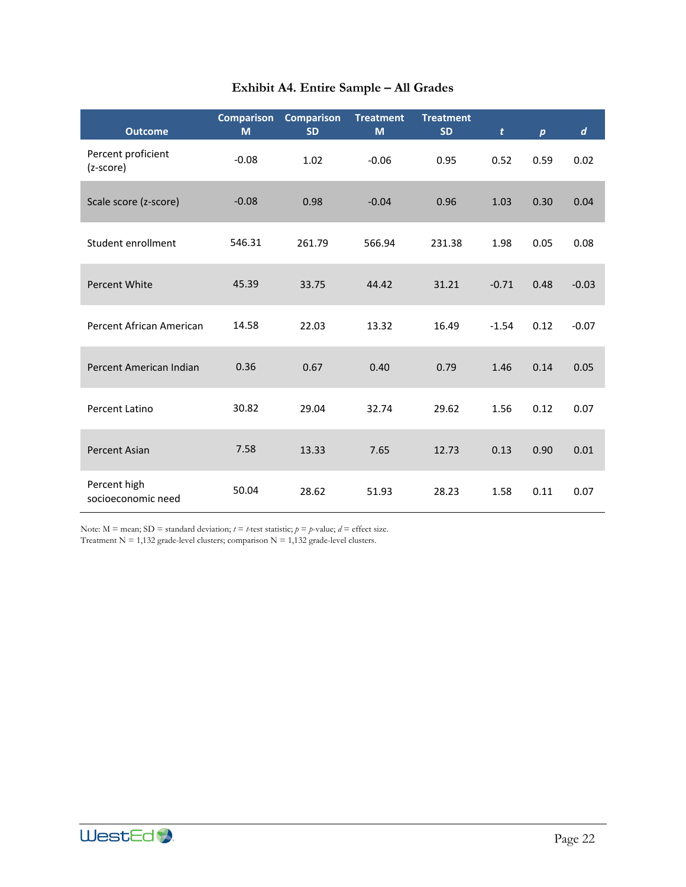### Exhibit A4. Entire Sample – All Grades

| Outcome | Comparison M | Comparison SD | Treatment M | Treatment SD | *t* | *p* | *d* |
|---|---|---|---|---|---|---|---|
| Percent proficient (z-score) | -0.08 | 1.02 | -0.06 | 0.95 | 0.52 | 0.59 | 0.02 |
| Scale score (z-score) | -0.08 | 0.98 | -0.04 | 0.96 | 1.03 | 0.30 | 0.04 |
| Student enrollment | 546.31 | 261.79 | 566.94 | 231.38 | 1.98 | 0.05 | 0.08 |
| Percent White | 45.39 | 33.75 | 44.42 | 31.21 | -0.71 | 0.48 | -0.03 |
| Percent African American | 14.58 | 22.03 | 13.32 | 16.49 | -1.54 | 0.12 | -0.07 |
| Percent American Indian | 0.36 | 0.67 | 0.40 | 0.79 | 1.46 | 0.14 | 0.05 |
| Percent Latino | 30.82 | 29.04 | 32.74 | 29.62 | 1.56 | 0.12 | 0.07 |
| Percent Asian | 7.58 | 13.33 | 7.65 | 12.73 | 0.13 | 0.90 | 0.01 |
| Percent high socioeconomic need | 50.04 | 28.62 | 51.93 | 28.23 | 1.58 | 0.11 | 0.07 |

Note: M = mean; SD = standard deviation; *t* = *t*-test statistic; *p* = *p*-value; *d* = effect size.
Treatment N = 1,132 grade-level clusters; comparison N = 1,132 grade-level clusters.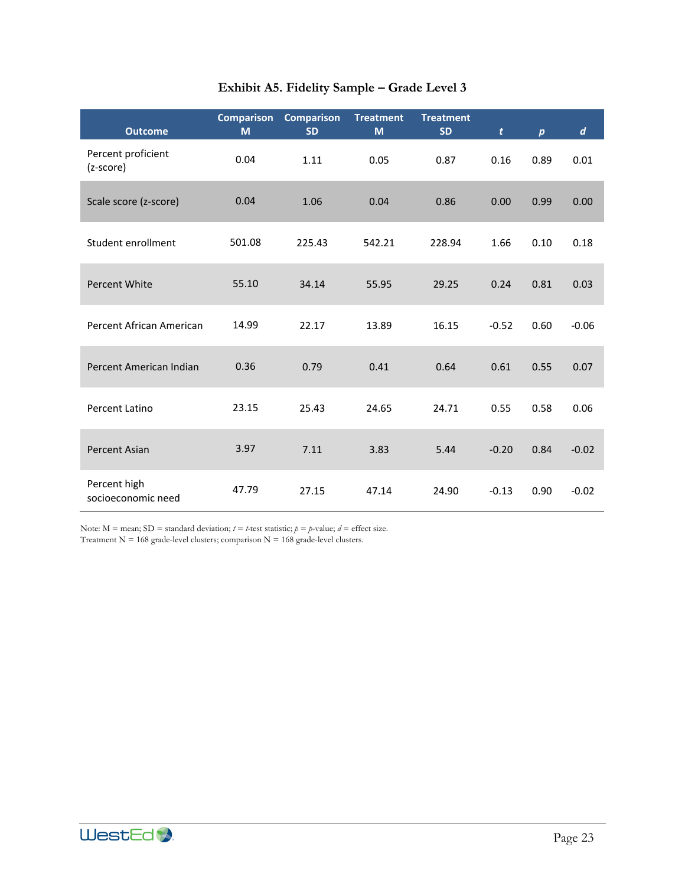### Exhibit A5. Fidelity Sample – Grade Level 3

| Outcome | Comparison M | Comparison SD | Treatment M | Treatment SD | *t* | *p* | *d* |
|---|---|---|---|---|---|---|---|
| Percent proficient (z-score) | 0.04 | 1.11 | 0.05 | 0.87 | 0.16 | 0.89 | 0.01 |
| Scale score (z-score) | 0.04 | 1.06 | 0.04 | 0.86 | 0.00 | 0.99 | 0.00 |
| Student enrollment | 501.08 | 225.43 | 542.21 | 228.94 | 1.66 | 0.10 | 0.18 |
| Percent White | 55.10 | 34.14 | 55.95 | 29.25 | 0.24 | 0.81 | 0.03 |
| Percent African American | 14.99 | 22.17 | 13.89 | 16.15 | -0.52 | 0.60 | -0.06 |
| Percent American Indian | 0.36 | 0.79 | 0.41 | 0.64 | 0.61 | 0.55 | 0.07 |
| Percent Latino | 23.15 | 25.43 | 24.65 | 24.71 | 0.55 | 0.58 | 0.06 |
| Percent Asian | 3.97 | 7.11 | 3.83 | 5.44 | -0.20 | 0.84 | -0.02 |
| Percent high socioeconomic need | 47.79 | 27.15 | 47.14 | 24.90 | -0.13 | 0.90 | -0.02 |

Note: M = mean; SD = standard deviation; *t* = *t*-test statistic; *p* = *p*-value; *d* = effect size.
Treatment N = 168 grade-level clusters; comparison N = 168 grade-level clusters.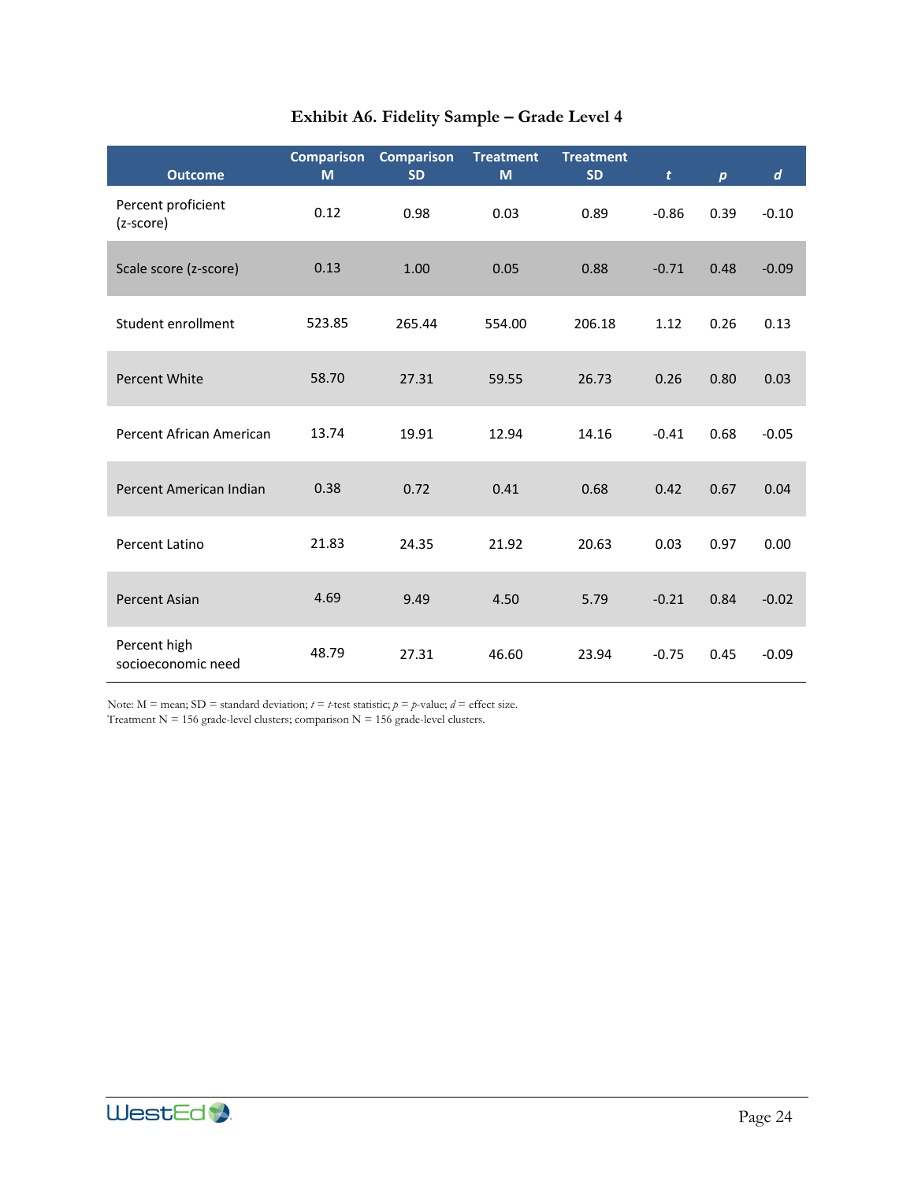**Exhibit A6. Fidelity Sample – Grade Level 4**

| Outcome | Comparison M | Comparison SD | Treatment M | Treatment SD | *t* | *p* | *d* |
|---|---|---|---|---|---|---|---|
| Percent proficient (z-score) | 0.12 | 0.98 | 0.03 | 0.89 | -0.86 | 0.39 | -0.10 |
| Scale score (z-score) | 0.13 | 1.00 | 0.05 | 0.88 | -0.71 | 0.48 | -0.09 |
| Student enrollment | 523.85 | 265.44 | 554.00 | 206.18 | 1.12 | 0.26 | 0.13 |
| Percent White | 58.70 | 27.31 | 59.55 | 26.73 | 0.26 | 0.80 | 0.03 |
| Percent African American | 13.74 | 19.91 | 12.94 | 14.16 | -0.41 | 0.68 | -0.05 |
| Percent American Indian | 0.38 | 0.72 | 0.41 | 0.68 | 0.42 | 0.67 | 0.04 |
| Percent Latino | 21.83 | 24.35 | 21.92 | 20.63 | 0.03 | 0.97 | 0.00 |
| Percent Asian | 4.69 | 9.49 | 4.50 | 5.79 | -0.21 | 0.84 | -0.02 |
| Percent high socioeconomic need | 48.79 | 27.31 | 46.60 | 23.94 | -0.75 | 0.45 | -0.09 |

Note: M = mean; SD = standard deviation; *t* = *t*-test statistic; *p* = *p*-value; *d* = effect size.
Treatment N = 156 grade-level clusters; comparison N = 156 grade-level clusters.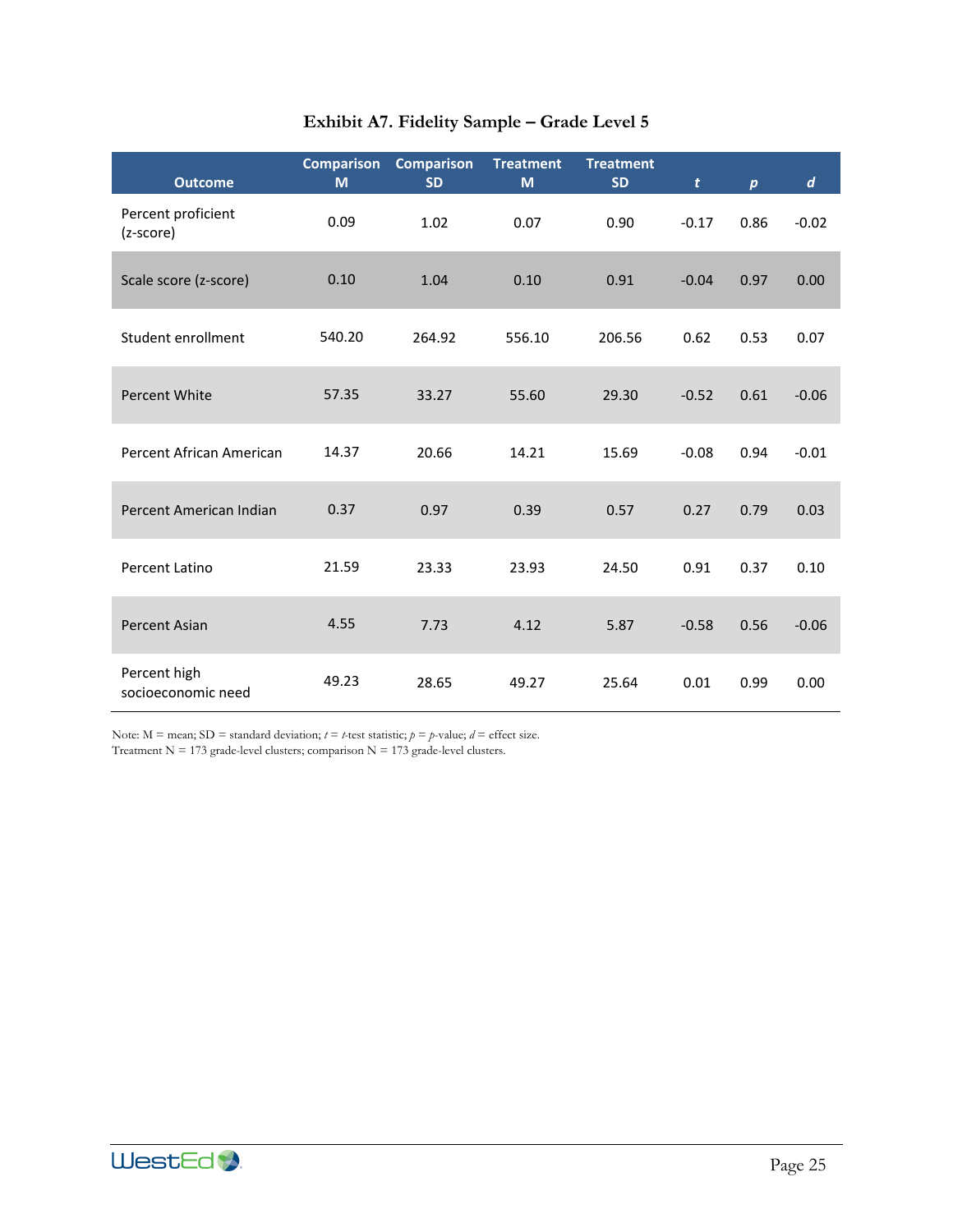## Exhibit A7. Fidelity Sample – Grade Level 5

| Outcome | Comparison M | Comparison SD | Treatment M | Treatment SD | *t* | *p* | *d* |
|---|---|---|---|---|---|---|---|
| Percent proficient (z-score) | 0.09 | 1.02 | 0.07 | 0.90 | -0.17 | 0.86 | -0.02 |
| Scale score (z-score) | 0.10 | 1.04 | 0.10 | 0.91 | -0.04 | 0.97 | 0.00 |
| Student enrollment | 540.20 | 264.92 | 556.10 | 206.56 | 0.62 | 0.53 | 0.07 |
| Percent White | 57.35 | 33.27 | 55.60 | 29.30 | -0.52 | 0.61 | -0.06 |
| Percent African American | 14.37 | 20.66 | 14.21 | 15.69 | -0.08 | 0.94 | -0.01 |
| Percent American Indian | 0.37 | 0.97 | 0.39 | 0.57 | 0.27 | 0.79 | 0.03 |
| Percent Latino | 21.59 | 23.33 | 23.93 | 24.50 | 0.91 | 0.37 | 0.10 |
| Percent Asian | 4.55 | 7.73 | 4.12 | 5.87 | -0.58 | 0.56 | -0.06 |
| Percent high socioeconomic need | 49.23 | 28.65 | 49.27 | 25.64 | 0.01 | 0.99 | 0.00 |

Note: M = mean; SD = standard deviation; *t* = *t*-test statistic; *p* = *p*-value; *d* = effect size.
Treatment N = 173 grade-level clusters; comparison N = 173 grade-level clusters.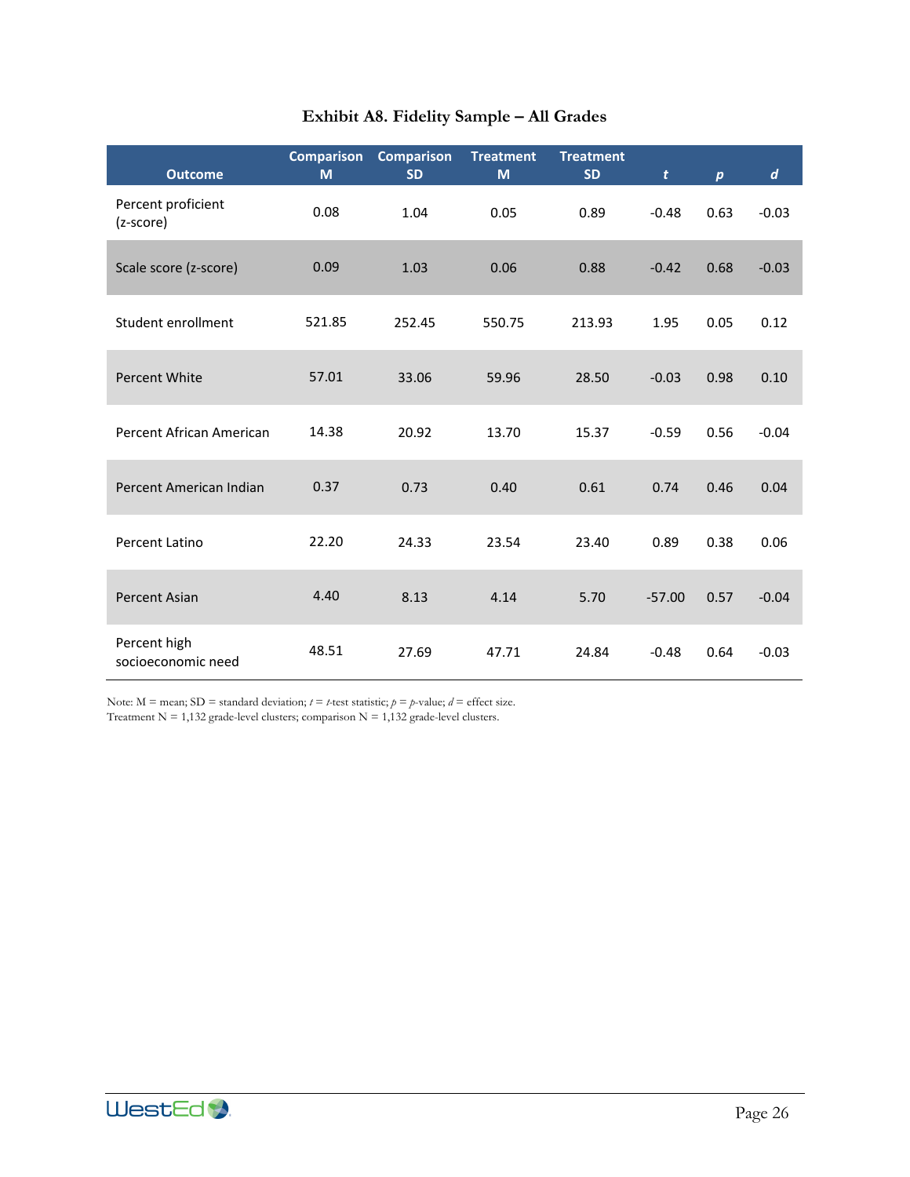**Exhibit A8. Fidelity Sample – All Grades**

| Outcome | Comparison M | Comparison SD | Treatment M | Treatment SD | *t* | *p* | *d* |
|---|---|---|---|---|---|---|---|
| Percent proficient (z-score) | 0.08 | 1.04 | 0.05 | 0.89 | -0.48 | 0.63 | -0.03 |
| Scale score (z-score) | 0.09 | 1.03 | 0.06 | 0.88 | -0.42 | 0.68 | -0.03 |
| Student enrollment | 521.85 | 252.45 | 550.75 | 213.93 | 1.95 | 0.05 | 0.12 |
| Percent White | 57.01 | 33.06 | 59.96 | 28.50 | -0.03 | 0.98 | 0.10 |
| Percent African American | 14.38 | 20.92 | 13.70 | 15.37 | -0.59 | 0.56 | -0.04 |
| Percent American Indian | 0.37 | 0.73 | 0.40 | 0.61 | 0.74 | 0.46 | 0.04 |
| Percent Latino | 22.20 | 24.33 | 23.54 | 23.40 | 0.89 | 0.38 | 0.06 |
| Percent Asian | 4.40 | 8.13 | 4.14 | 5.70 | -57.00 | 0.57 | -0.04 |
| Percent high socioeconomic need | 48.51 | 27.69 | 47.71 | 24.84 | -0.48 | 0.64 | -0.03 |

Note: M = mean; SD = standard deviation; *t* = *t*-test statistic; *p* = *p*-value; *d* = effect size.
Treatment N = 1,132 grade-level clusters; comparison N = 1,132 grade-level clusters.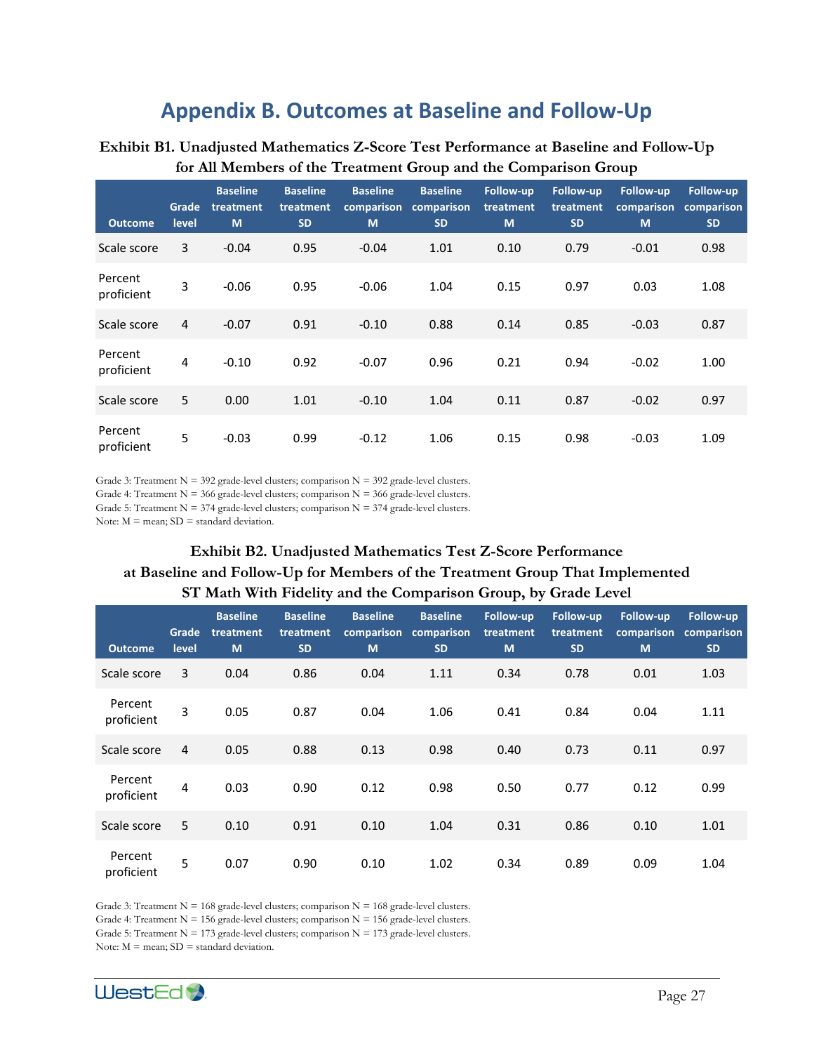# Appendix B. Outcomes at Baseline and Follow-Up

**Exhibit B1. Unadjusted Mathematics Z-Score Test Performance at Baseline and Follow-Up for All Members of the Treatment Group and the Comparison Group**

| Outcome | Grade level | Baseline treatment M | Baseline treatment SD | Baseline comparison M | Baseline comparison SD | Follow-up treatment M | Follow-up treatment SD | Follow-up comparison M | Follow-up comparison SD |
|---|---|---|---|---|---|---|---|---|---|
| Scale score | 3 | -0.04 | 0.95 | -0.04 | 1.01 | 0.10 | 0.79 | -0.01 | 0.98 |
| Percent proficient | 3 | -0.06 | 0.95 | -0.06 | 1.04 | 0.15 | 0.97 | 0.03 | 1.08 |
| Scale score | 4 | -0.07 | 0.91 | -0.10 | 0.88 | 0.14 | 0.85 | -0.03 | 0.87 |
| Percent proficient | 4 | -0.10 | 0.92 | -0.07 | 0.96 | 0.21 | 0.94 | -0.02 | 1.00 |
| Scale score | 5 | 0.00 | 1.01 | -0.10 | 1.04 | 0.11 | 0.87 | -0.02 | 0.97 |
| Percent proficient | 5 | -0.03 | 0.99 | -0.12 | 1.06 | 0.15 | 0.98 | -0.03 | 1.09 |

Grade 3: Treatment N = 392 grade-level clusters; comparison N = 392 grade-level clusters.
Grade 4: Treatment N = 366 grade-level clusters; comparison N = 366 grade-level clusters.
Grade 5: Treatment N = 374 grade-level clusters; comparison N = 374 grade-level clusters.
Note: M = mean; SD = standard deviation.

**Exhibit B2. Unadjusted Mathematics Test Z-Score Performance at Baseline and Follow-Up for Members of the Treatment Group That Implemented ST Math With Fidelity and the Comparison Group, by Grade Level**

| Outcome | Grade level | Baseline treatment M | Baseline treatment SD | Baseline comparison M | Baseline comparison SD | Follow-up treatment M | Follow-up treatment SD | Follow-up comparison M | Follow-up comparison SD |
|---|---|---|---|---|---|---|---|---|---|
| Scale score | 3 | 0.04 | 0.86 | 0.04 | 1.11 | 0.34 | 0.78 | 0.01 | 1.03 |
| Percent proficient | 3 | 0.05 | 0.87 | 0.04 | 1.06 | 0.41 | 0.84 | 0.04 | 1.11 |
| Scale score | 4 | 0.05 | 0.88 | 0.13 | 0.98 | 0.40 | 0.73 | 0.11 | 0.97 |
| Percent proficient | 4 | 0.03 | 0.90 | 0.12 | 0.98 | 0.50 | 0.77 | 0.12 | 0.99 |
| Scale score | 5 | 0.10 | 0.91 | 0.10 | 1.04 | 0.31 | 0.86 | 0.10 | 1.01 |
| Percent proficient | 5 | 0.07 | 0.90 | 0.10 | 1.02 | 0.34 | 0.89 | 0.09 | 1.04 |

Grade 3: Treatment N = 168 grade-level clusters; comparison N = 168 grade-level clusters.
Grade 4: Treatment N = 156 grade-level clusters; comparison N = 156 grade-level clusters.
Grade 5: Treatment N = 173 grade-level clusters; comparison N = 173 grade-level clusters.
Note: M = mean; SD = standard deviation.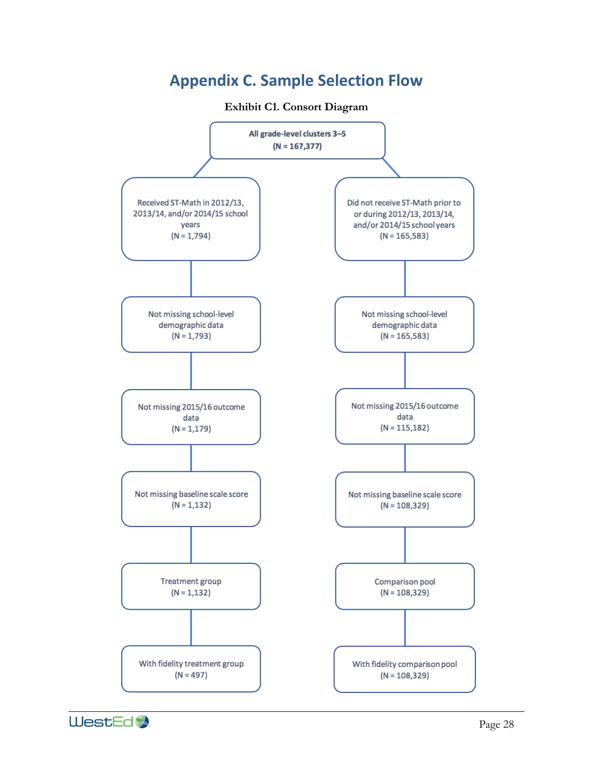# Appendix C. Sample Selection Flow

**Exhibit C1. Consort Diagram**

All grade-level clusters 3–5
(N = 167,377)

Received ST-Math in 2012/13, 2013/14, and/or 2014/15 school years
(N = 1,794)

Did not receive ST-Math prior to or during 2012/13, 2013/14, and/or 2014/15 school years
(N = 165,583)

Not missing school-level demographic data
(N = 1,793)

Not missing school-level demographic data
(N = 165,583)

Not missing 2015/16 outcome data
(N = 1,179)

Not missing 2015/16 outcome data
(N = 115,182)

Not missing baseline scale score
(N = 1,132)

Not missing baseline scale score
(N = 108,329)

Treatment group
(N = 1,132)

Comparison pool
(N = 108,329)

With fidelity treatment group
(N = 497)

With fidelity comparison pool
(N = 108,329)